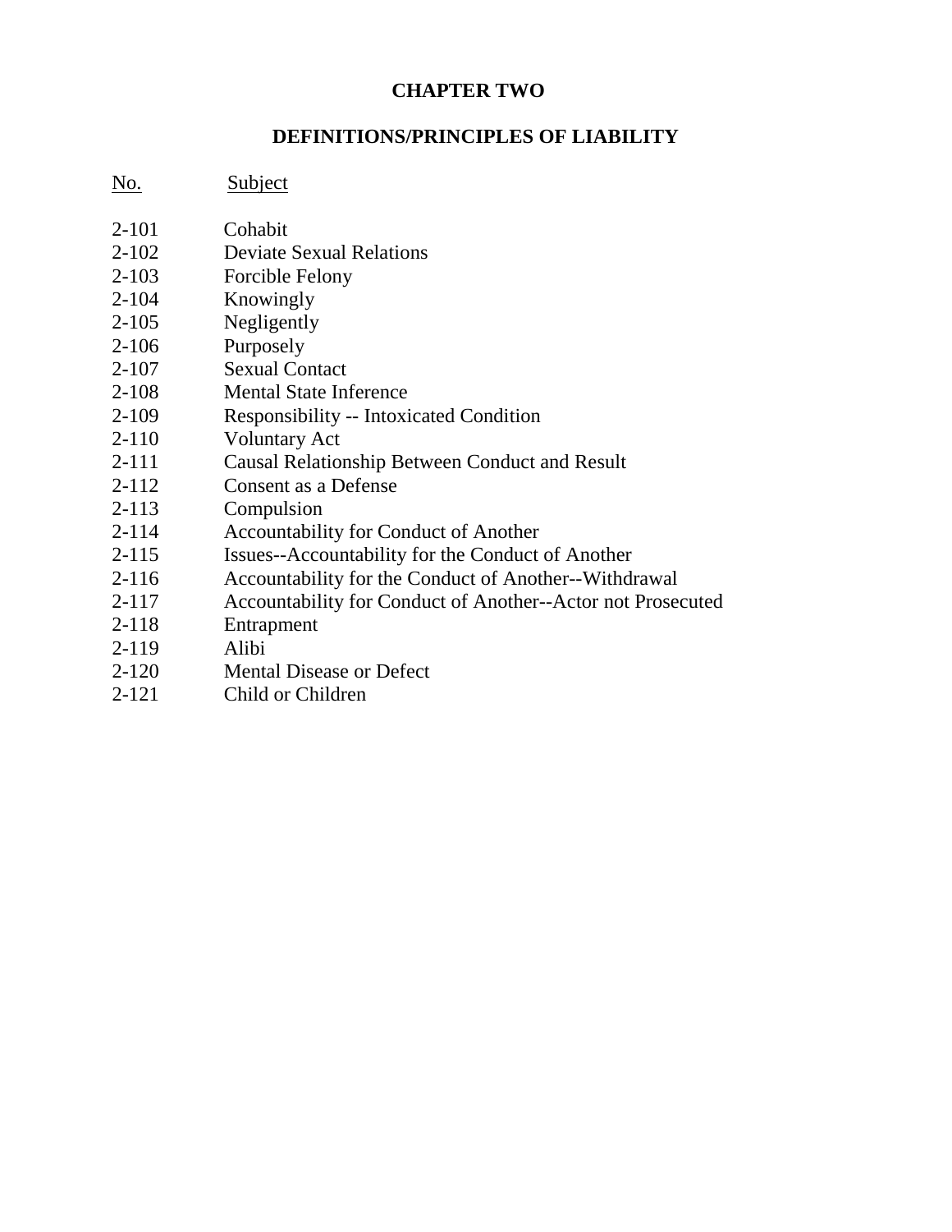# CHAPTER TWO

## DEFINITIONS/PRINCIPLES OF LIABILITY

| No. | Subject |
|---|---|
| 2-101 | Cohabit |
| 2-102 | Deviate Sexual Relations |
| 2-103 | Forcible Felony |
| 2-104 | Knowingly |
| 2-105 | Negligently |
| 2-106 | Purposely |
| 2-107 | Sexual Contact |
| 2-108 | Mental State Inference |
| 2-109 | Responsibility -- Intoxicated Condition |
| 2-110 | Voluntary Act |
| 2-111 | Causal Relationship Between Conduct and Result |
| 2-112 | Consent as a Defense |
| 2-113 | Compulsion |
| 2-114 | Accountability for Conduct of Another |
| 2-115 | Issues--Accountability for the Conduct of Another |
| 2-116 | Accountability for the Conduct of Another--Withdrawal |
| 2-117 | Accountability for Conduct of Another--Actor not Prosecuted |
| 2-118 | Entrapment |
| 2-119 | Alibi |
| 2-120 | Mental Disease or Defect |
| 2-121 | Child or Children |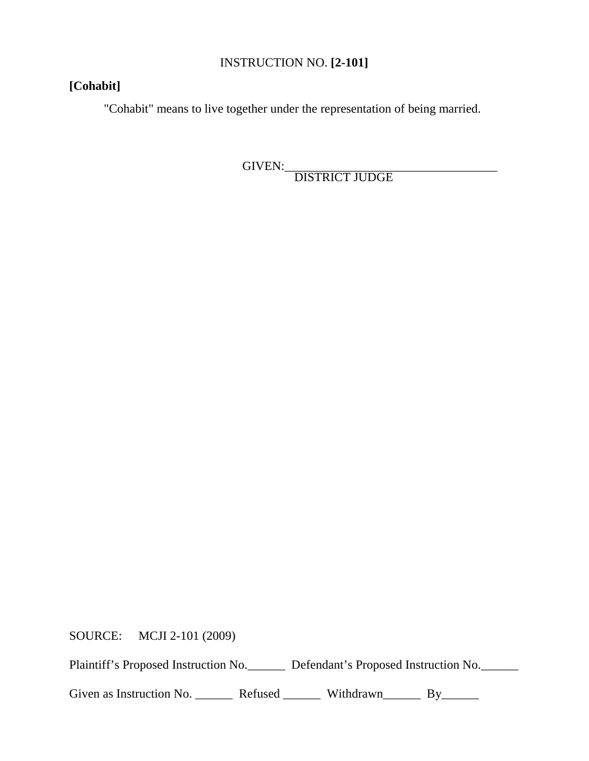INSTRUCTION NO. **[2-101]**

**[Cohabit]**

"Cohabit" means to live together under the representation of being married.

GIVEN:___________________________________
DISTRICT JUDGE

SOURCE: MCJI 2-101 (2009)

Plaintiff's Proposed Instruction No.______ Defendant's Proposed Instruction No.______

Given as Instruction No. ______ Refused ______ Withdrawn______ By______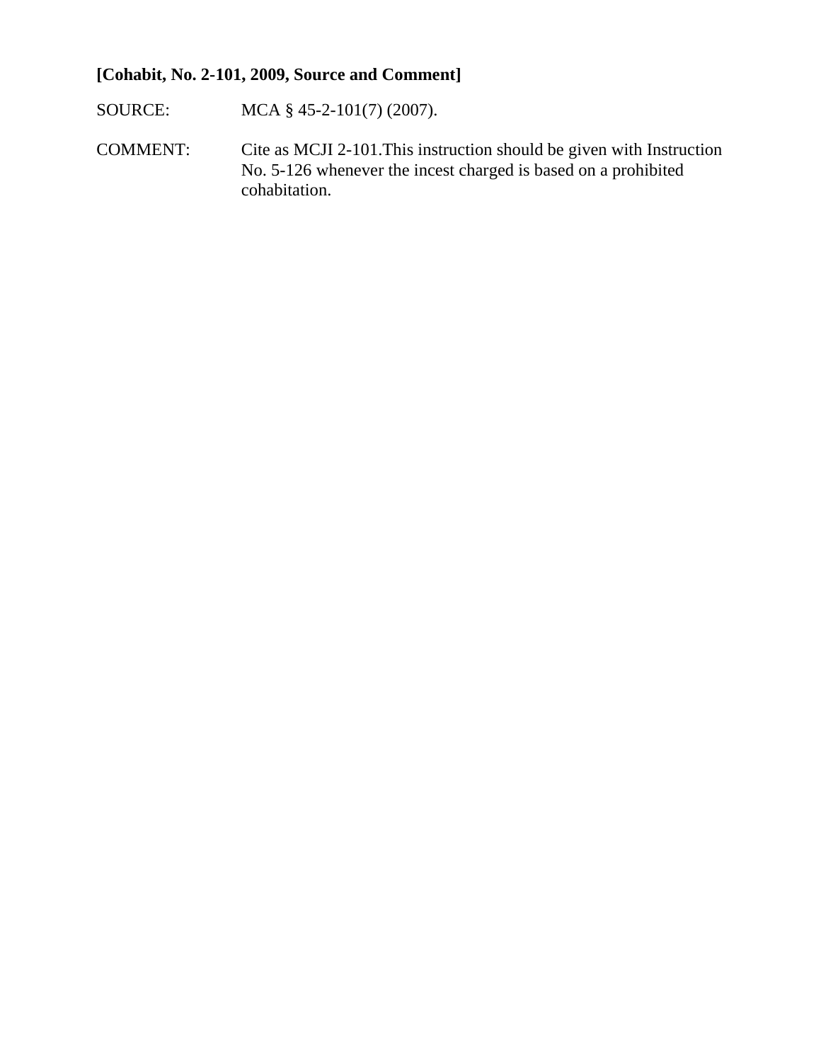**[Cohabit, No. 2-101, 2009, Source and Comment]**

SOURCE: MCA § 45-2-101(7) (2007).

COMMENT: Cite as MCJI 2-101.This instruction should be given with Instruction No. 5-126 whenever the incest charged is based on a prohibited cohabitation.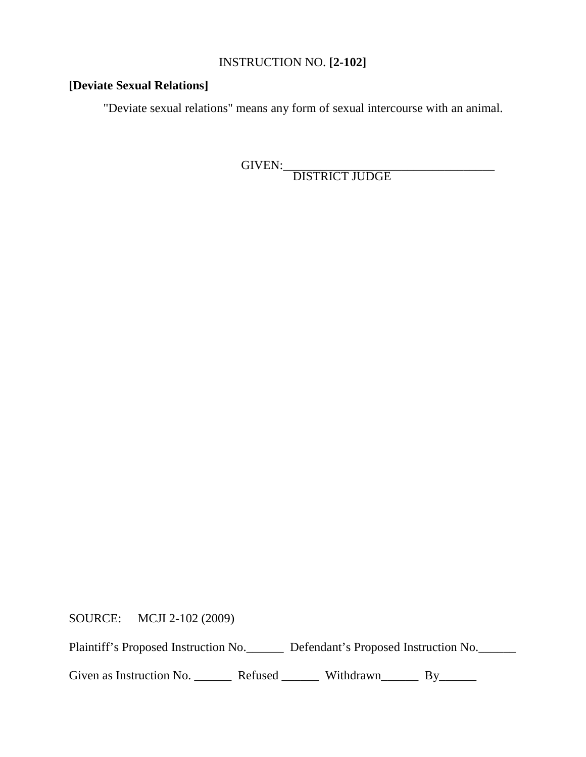INSTRUCTION NO. **[2-102]**

**[Deviate Sexual Relations]**

"Deviate sexual relations" means any form of sexual intercourse with an animal.

GIVEN:___________________________________
DISTRICT JUDGE

SOURCE: MCJI 2-102 (2009)

Plaintiff's Proposed Instruction No.______ Defendant's Proposed Instruction No.______

Given as Instruction No. ______ Refused ______ Withdrawn______ By______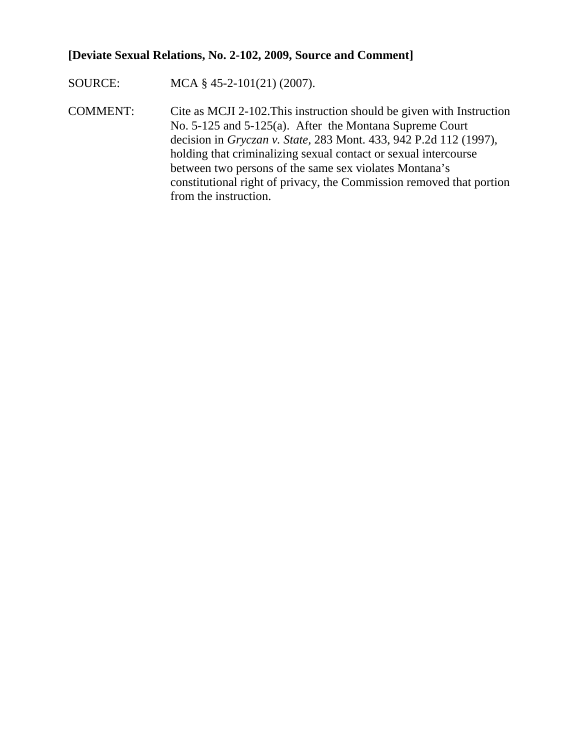**[Deviate Sexual Relations, No. 2-102, 2009, Source and Comment]**

SOURCE: MCA § 45-2-101(21) (2007).

COMMENT: Cite as MCJI 2-102.This instruction should be given with Instruction No. 5-125 and 5-125(a). After the Montana Supreme Court decision in *Gryczan v. State*, 283 Mont. 433, 942 P.2d 112 (1997), holding that criminalizing sexual contact or sexual intercourse between two persons of the same sex violates Montana's constitutional right of privacy, the Commission removed that portion from the instruction.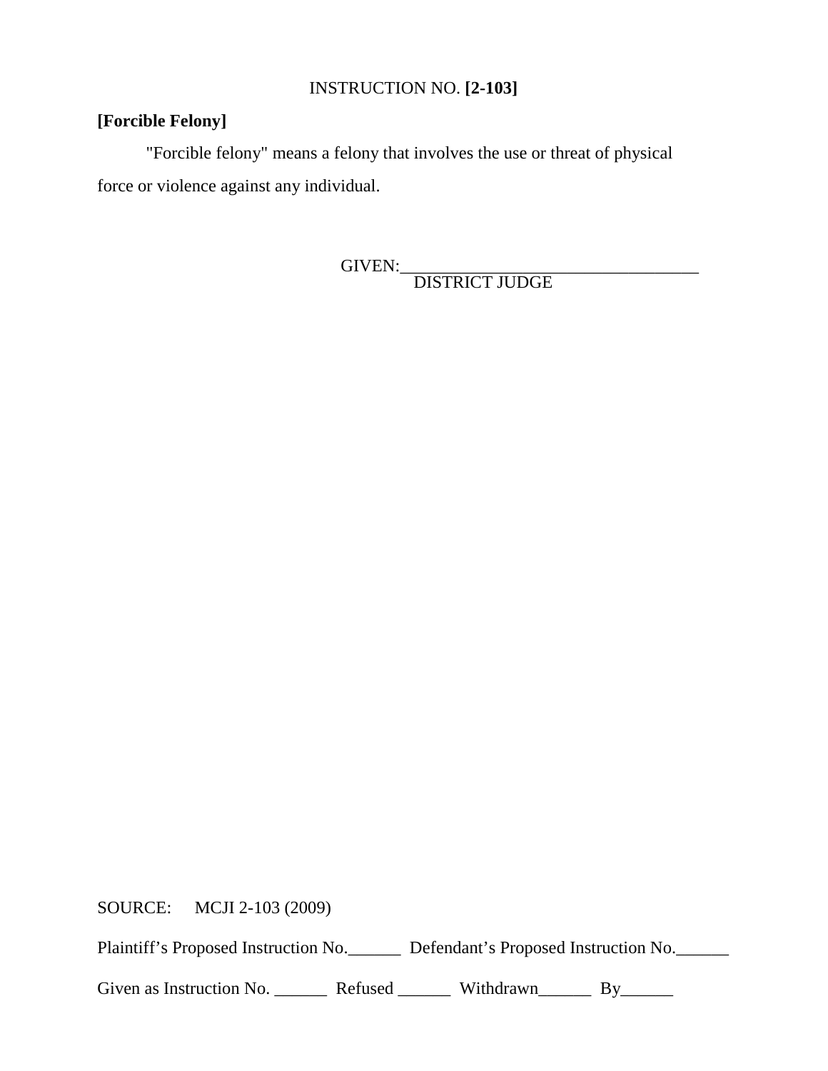INSTRUCTION NO. **[2-103]**

**[Forcible Felony]**

"Forcible felony" means a felony that involves the use or threat of physical force or violence against any individual.

GIVEN:___________________________________
DISTRICT JUDGE

SOURCE: MCJI 2-103 (2009)

Plaintiff's Proposed Instruction No.______ Defendant's Proposed Instruction No.______

Given as Instruction No. ______ Refused ______ Withdrawn______ By______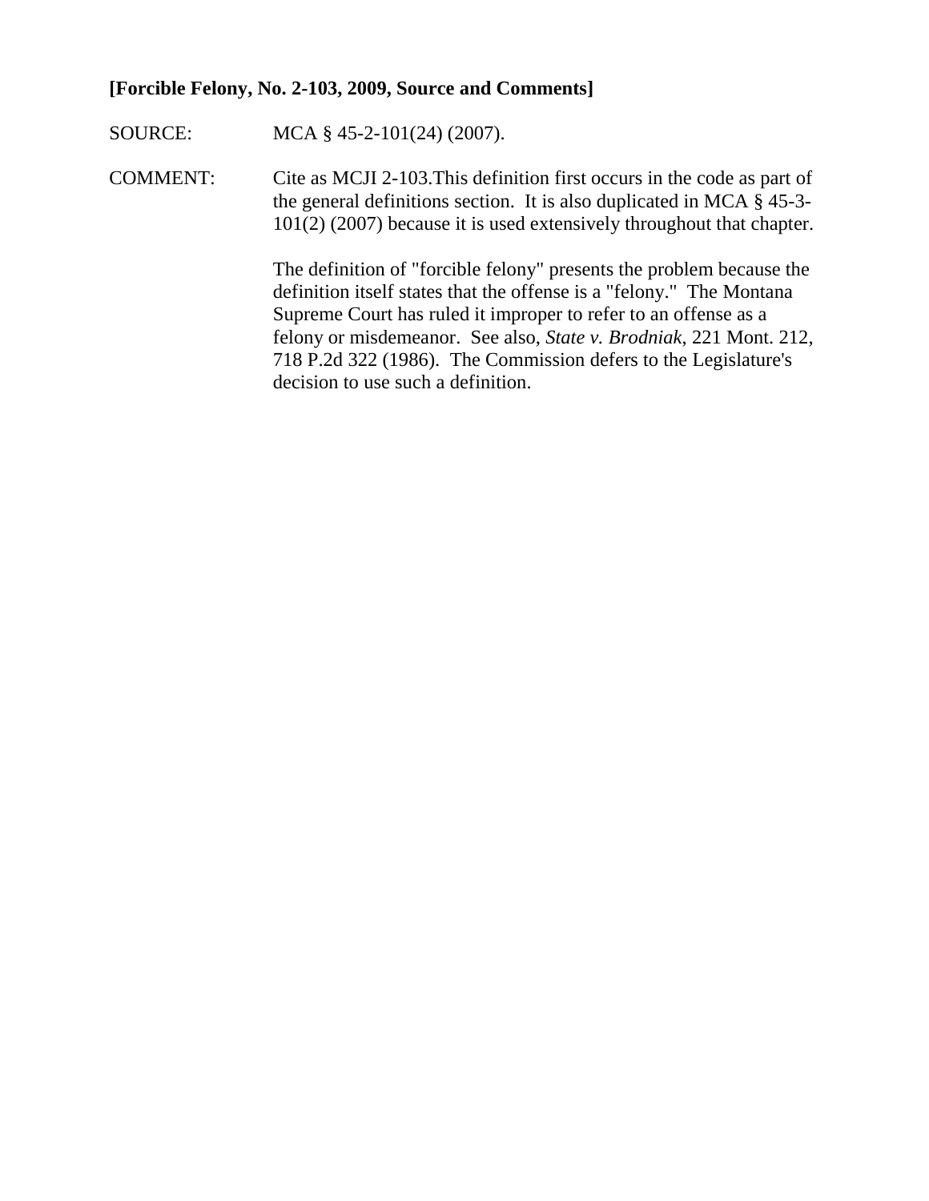**[Forcible Felony, No. 2-103, 2009, Source and Comments]**

SOURCE: MCA § 45-2-101(24) (2007).

COMMENT: Cite as MCJI 2-103.This definition first occurs in the code as part of the general definitions section. It is also duplicated in MCA § 45-3-101(2) (2007) because it is used extensively throughout that chapter.

The definition of "forcible felony" presents the problem because the definition itself states that the offense is a "felony." The Montana Supreme Court has ruled it improper to refer to an offense as a felony or misdemeanor. See also, *State v. Brodniak*, 221 Mont. 212, 718 P.2d 322 (1986). The Commission defers to the Legislature's decision to use such a definition.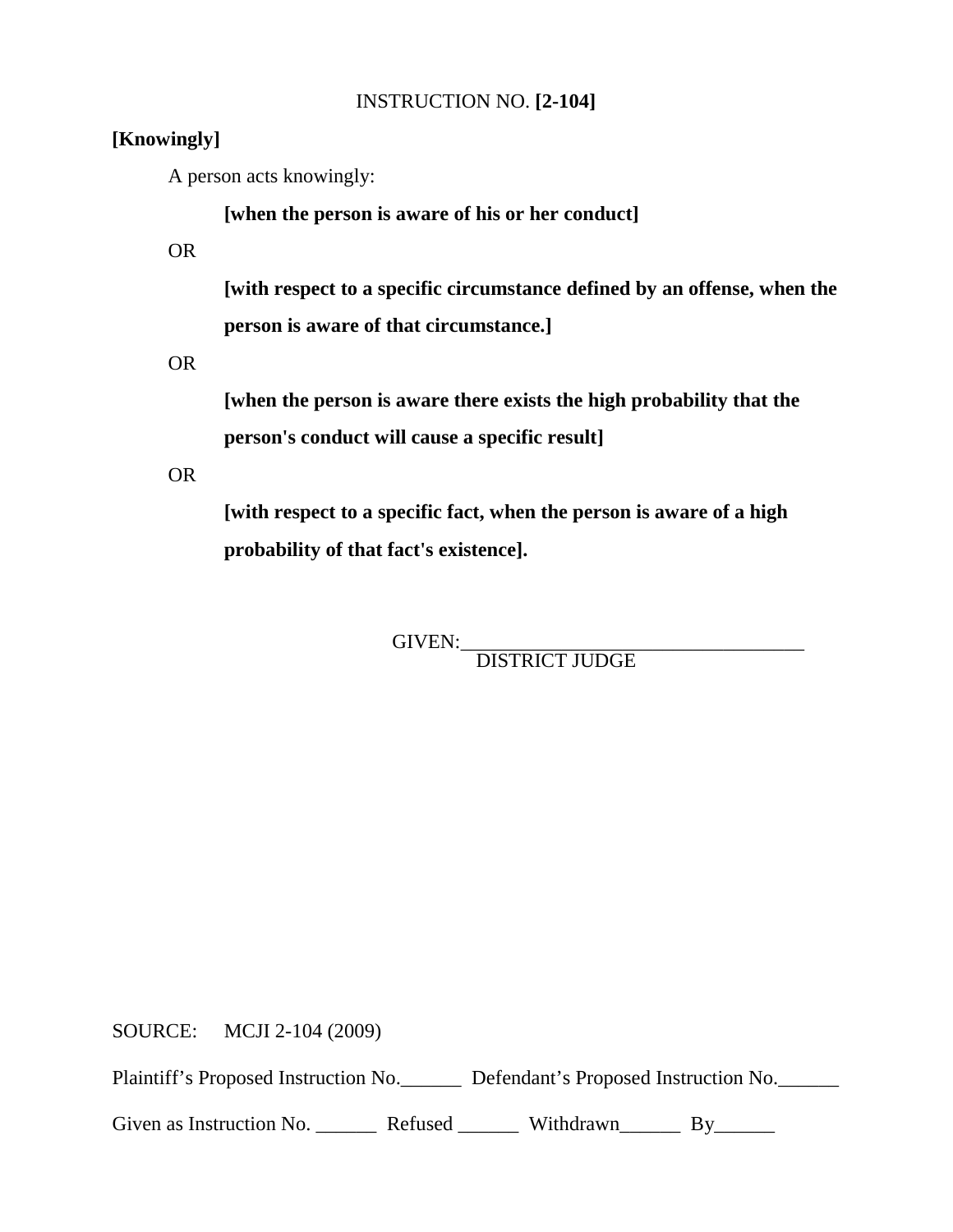INSTRUCTION NO. **[2-104]**

**[Knowingly]**

A person acts knowingly:

**[when the person is aware of his or her conduct]**

OR

**[with respect to a specific circumstance defined by an offense, when the person is aware of that circumstance.]**

OR

**[when the person is aware there exists the high probability that the person's conduct will cause a specific result]**

OR

**[with respect to a specific fact, when the person is aware of a high probability of that fact's existence].**

GIVEN:___________________________________
DISTRICT JUDGE

SOURCE: MCJI 2-104 (2009)

Plaintiff's Proposed Instruction No.______ Defendant's Proposed Instruction No.______

Given as Instruction No. ______ Refused ______ Withdrawn______ By______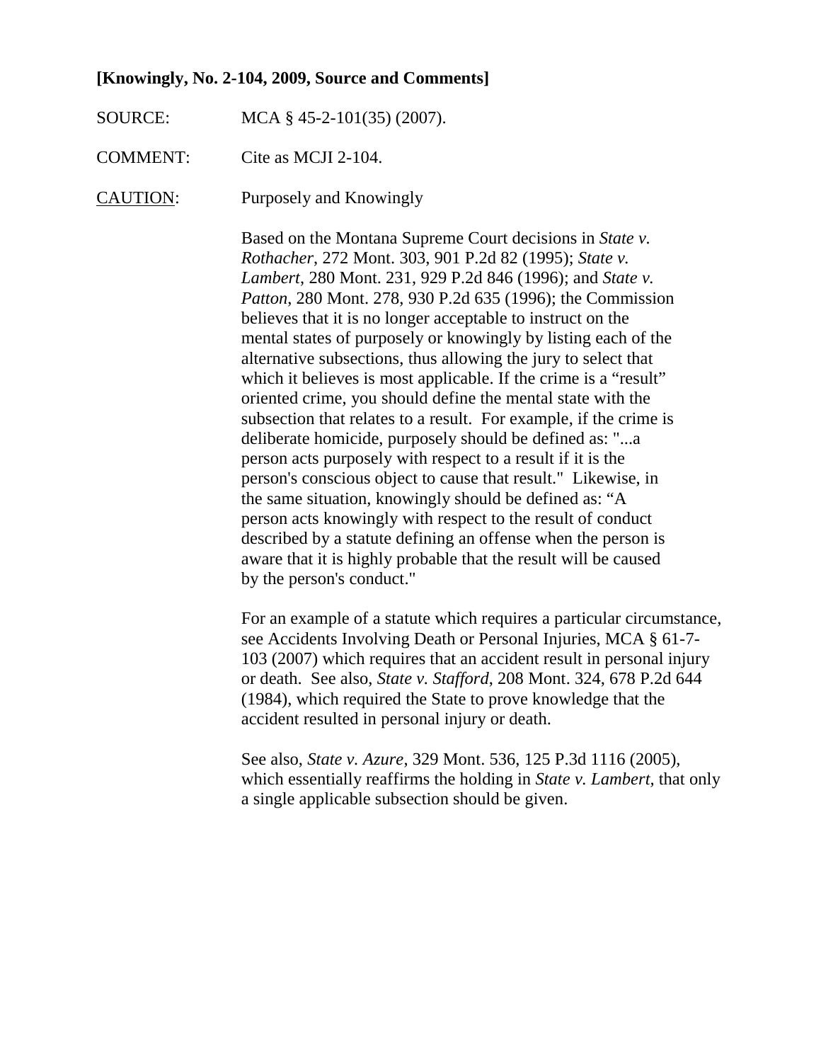**[Knowingly, No. 2-104, 2009, Source and Comments]**

SOURCE: MCA § 45-2-101(35) (2007).

COMMENT: Cite as MCJI 2-104.

CAUTION: Purposely and Knowingly

Based on the Montana Supreme Court decisions in *State v. Rothacher*, 272 Mont. 303, 901 P.2d 82 (1995); *State v. Lambert*, 280 Mont. 231, 929 P.2d 846 (1996); and *State v. Patton*, 280 Mont. 278, 930 P.2d 635 (1996); the Commission believes that it is no longer acceptable to instruct on the mental states of purposely or knowingly by listing each of the alternative subsections, thus allowing the jury to select that which it believes is most applicable. If the crime is a "result" oriented crime, you should define the mental state with the subsection that relates to a result. For example, if the crime is deliberate homicide, purposely should be defined as: "...a person acts purposely with respect to a result if it is the person's conscious object to cause that result." Likewise, in the same situation, knowingly should be defined as: "A person acts knowingly with respect to the result of conduct described by a statute defining an offense when the person is aware that it is highly probable that the result will be caused by the person's conduct."

For an example of a statute which requires a particular circumstance, see Accidents Involving Death or Personal Injuries, MCA § 61-7-103 (2007) which requires that an accident result in personal injury or death. See also, *State v. Stafford*, 208 Mont. 324, 678 P.2d 644 (1984), which required the State to prove knowledge that the accident resulted in personal injury or death.

See also, *State v. Azure*, 329 Mont. 536, 125 P.3d 1116 (2005), which essentially reaffirms the holding in *State v. Lambert*, that only a single applicable subsection should be given.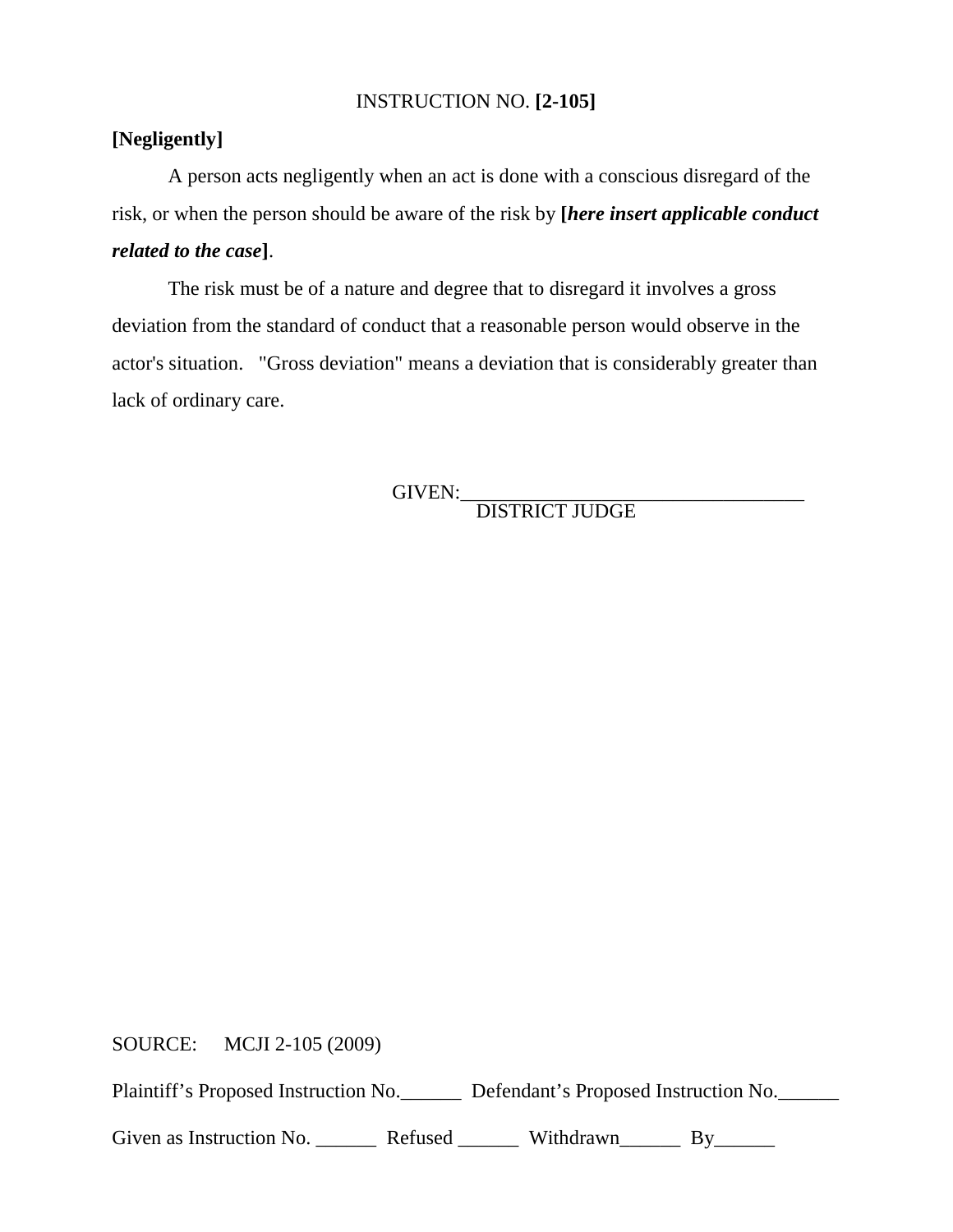INSTRUCTION NO. **[2-105]**

**[Negligently]**

A person acts negligently when an act is done with a conscious disregard of the risk, or when the person should be aware of the risk by **[*here insert applicable conduct related to the case*]**.

The risk must be of a nature and degree that to disregard it involves a gross deviation from the standard of conduct that a reasonable person would observe in the actor's situation. "Gross deviation" means a deviation that is considerably greater than lack of ordinary care.

GIVEN:___________________________________
DISTRICT JUDGE

SOURCE: MCJI 2-105 (2009)

Plaintiff's Proposed Instruction No.______ Defendant's Proposed Instruction No.______

Given as Instruction No. ______ Refused ______ Withdrawn______ By______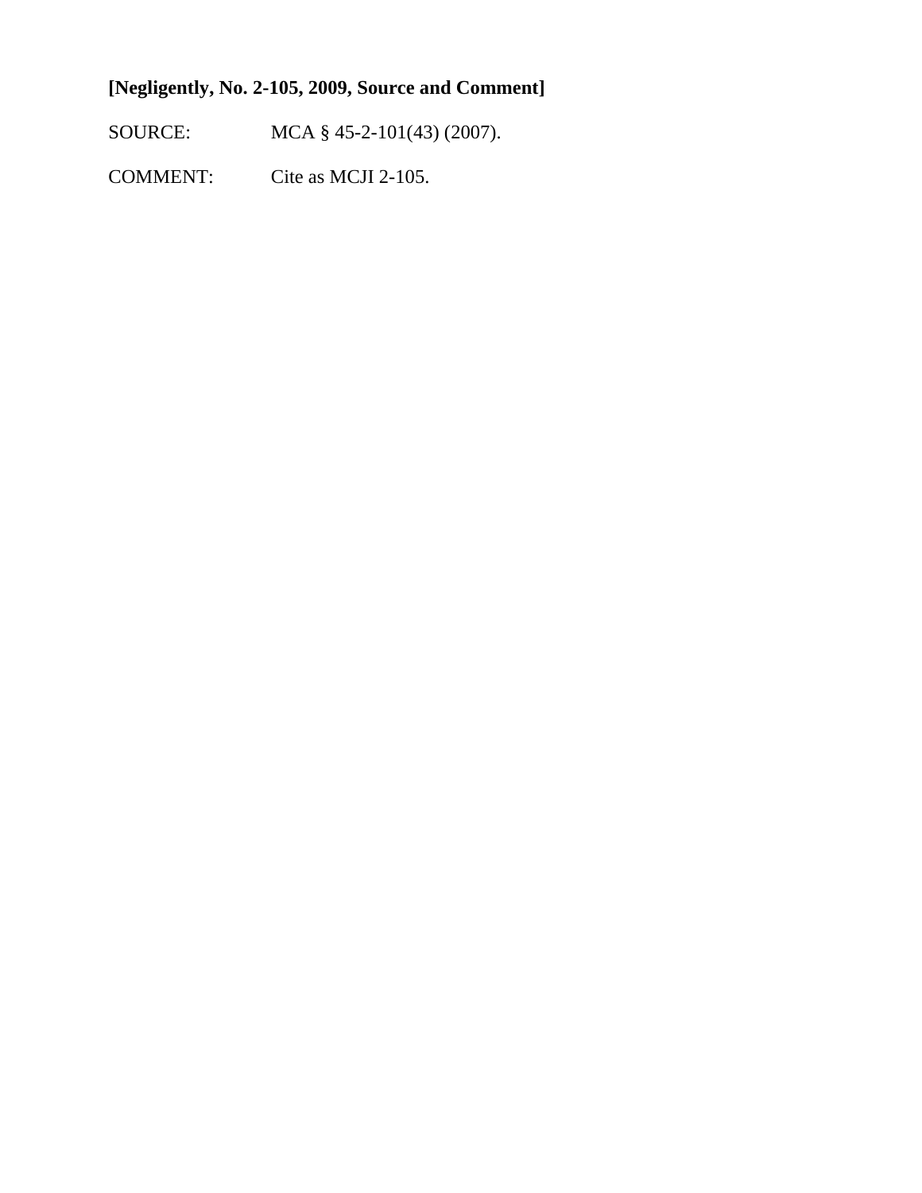**[Negligently, No. 2-105, 2009, Source and Comment]**

SOURCE: MCA § 45-2-101(43) (2007).

COMMENT: Cite as MCJI 2-105.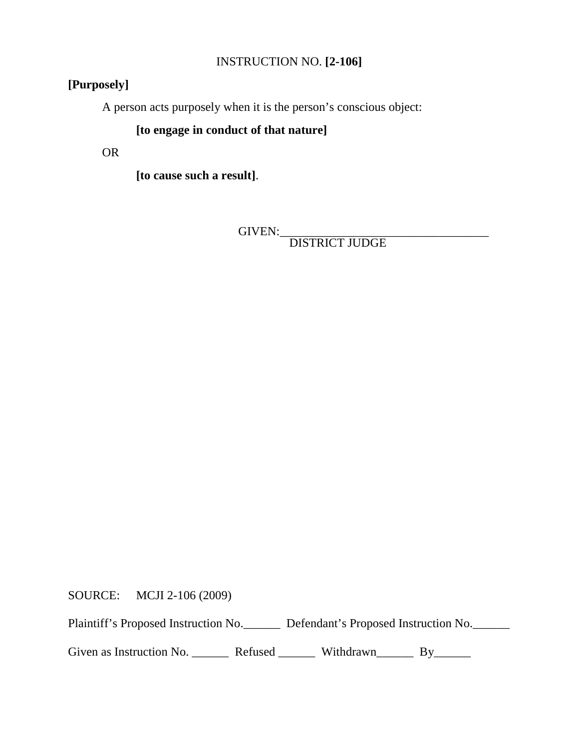INSTRUCTION NO. **[2-106]**

**[Purposely]**

A person acts purposely when it is the person's conscious object:

**[to engage in conduct of that nature]**

OR

**[to cause such a result]**.

GIVEN:___________________________________
DISTRICT JUDGE

SOURCE: MCJI 2-106 (2009)

Plaintiff's Proposed Instruction No.______ Defendant's Proposed Instruction No.______

Given as Instruction No. ______ Refused ______ Withdrawn______ By______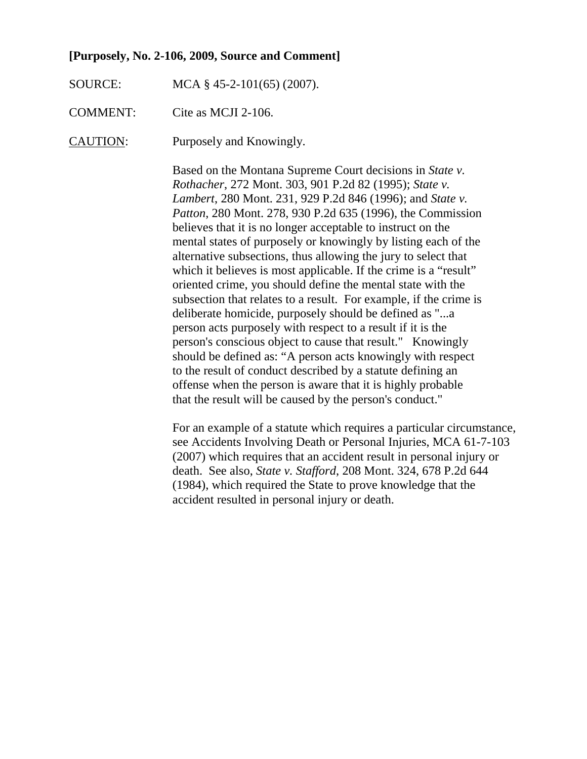**[Purposely, No. 2-106, 2009, Source and Comment]**

SOURCE: MCA § 45-2-101(65) (2007).

COMMENT: Cite as MCJI 2-106.

<u>CAUTION</u>: Purposely and Knowingly.

Based on the Montana Supreme Court decisions in *State v. Rothacher*, 272 Mont. 303, 901 P.2d 82 (1995); *State v. Lambert*, 280 Mont. 231, 929 P.2d 846 (1996); and *State v. Patton*, 280 Mont. 278, 930 P.2d 635 (1996), the Commission believes that it is no longer acceptable to instruct on the mental states of purposely or knowingly by listing each of the alternative subsections, thus allowing the jury to select that which it believes is most applicable. If the crime is a "result" oriented crime, you should define the mental state with the subsection that relates to a result. For example, if the crime is deliberate homicide, purposely should be defined as "...a person acts purposely with respect to a result if it is the person's conscious object to cause that result." Knowingly should be defined as: "A person acts knowingly with respect to the result of conduct described by a statute defining an offense when the person is aware that it is highly probable that the result will be caused by the person's conduct."

For an example of a statute which requires a particular circumstance, see Accidents Involving Death or Personal Injuries, MCA 61-7-103 (2007) which requires that an accident result in personal injury or death. See also, *State v. Stafford*, 208 Mont. 324, 678 P.2d 644 (1984), which required the State to prove knowledge that the accident resulted in personal injury or death.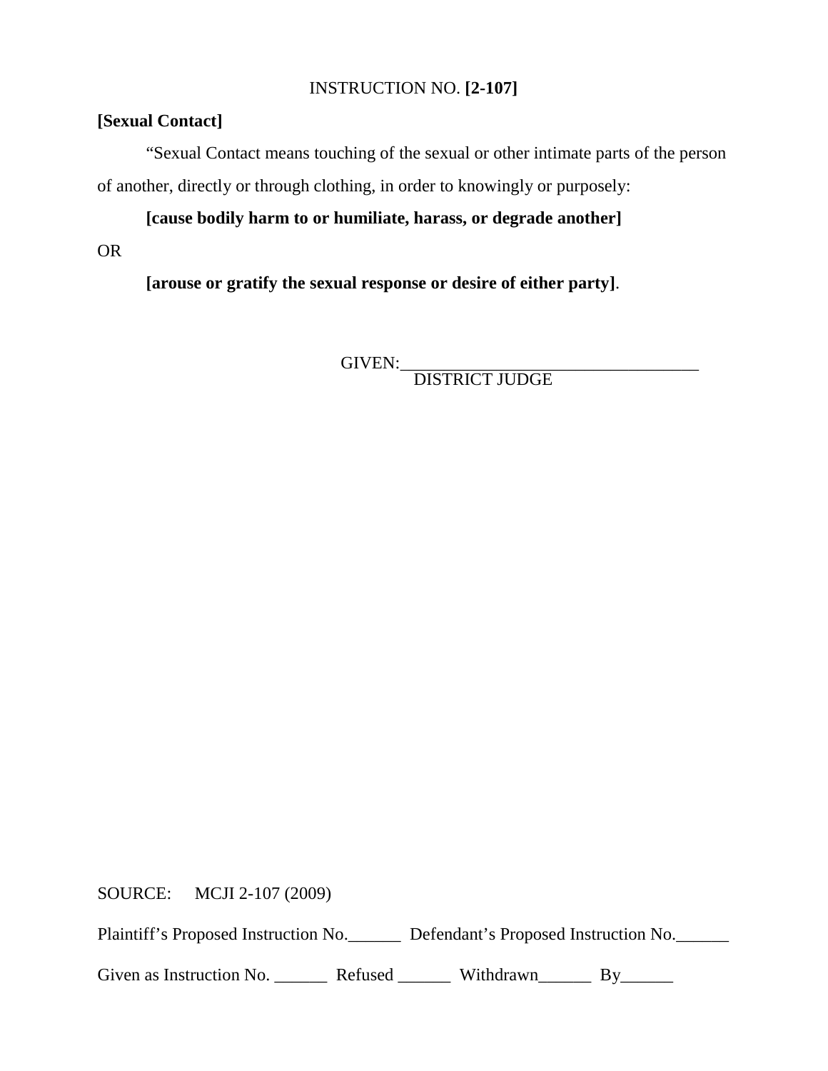INSTRUCTION NO. **[2-107]**

**[Sexual Contact]**

"Sexual Contact means touching of the sexual or other intimate parts of the person of another, directly or through clothing, in order to knowingly or purposely:

**[cause bodily harm to or humiliate, harass, or degrade another]**

OR

**[arouse or gratify the sexual response or desire of either party]**.

GIVEN:___________________________________
DISTRICT JUDGE

SOURCE: MCJI 2-107 (2009)

Plaintiff's Proposed Instruction No.______ Defendant's Proposed Instruction No.______

Given as Instruction No. ______ Refused ______ Withdrawn______ By______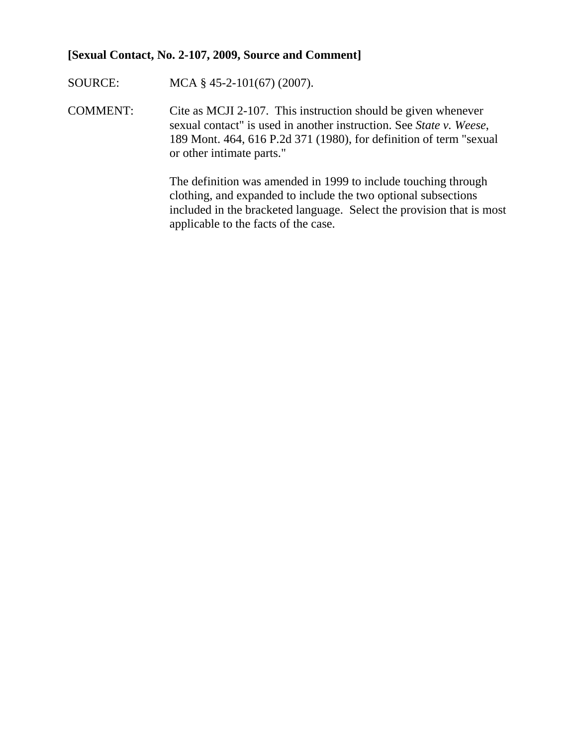**[Sexual Contact, No. 2-107, 2009, Source and Comment]**

SOURCE: MCA § 45-2-101(67) (2007).

COMMENT: Cite as MCJI 2-107. This instruction should be given whenever sexual contact" is used in another instruction. See *State v. Weese*, 189 Mont. 464, 616 P.2d 371 (1980), for definition of term "sexual or other intimate parts."

The definition was amended in 1999 to include touching through clothing, and expanded to include the two optional subsections included in the bracketed language. Select the provision that is most applicable to the facts of the case.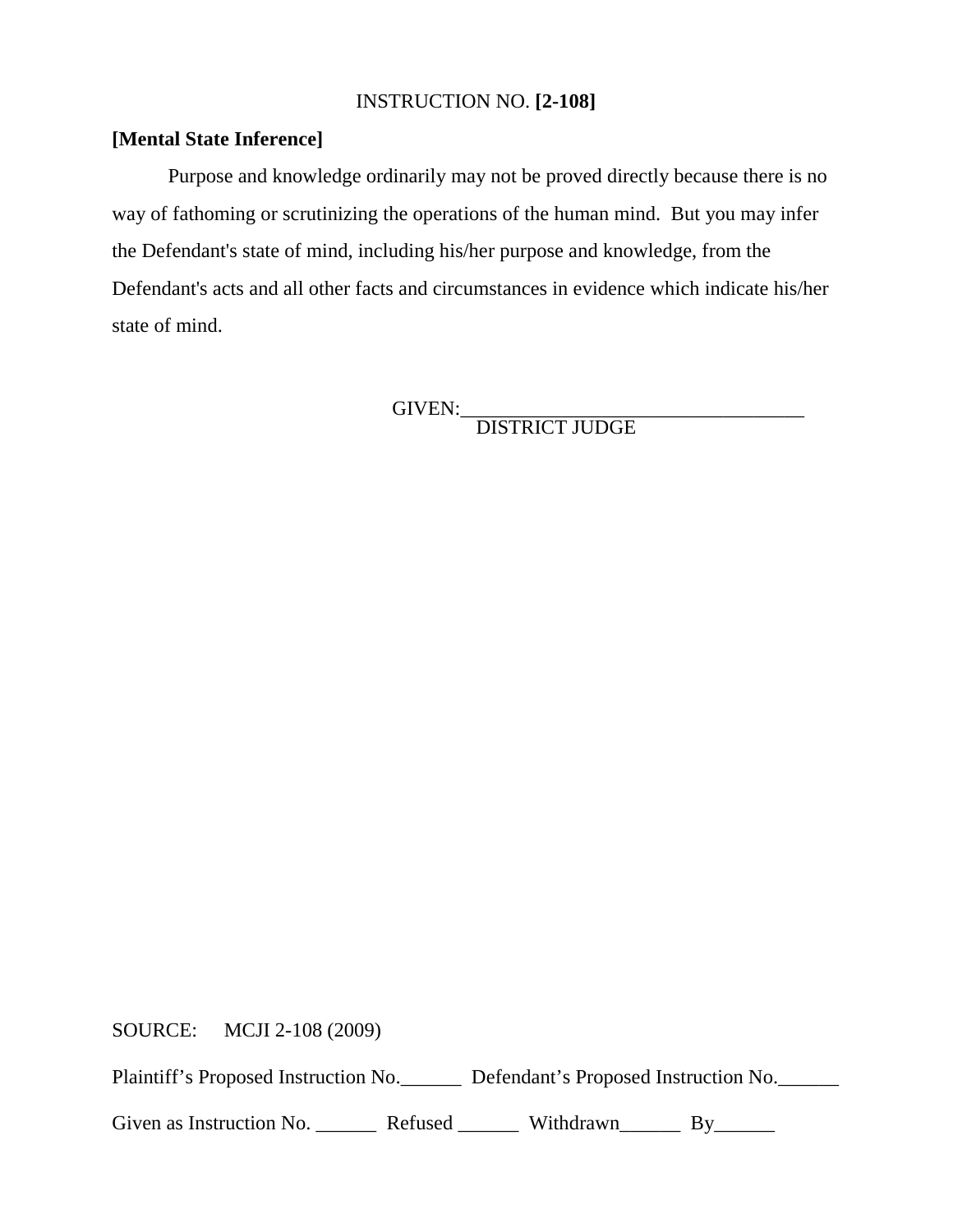INSTRUCTION NO. **[2-108]**

**[Mental State Inference]**

Purpose and knowledge ordinarily may not be proved directly because there is no way of fathoming or scrutinizing the operations of the human mind.  But you may infer the Defendant's state of mind, including his/her purpose and knowledge, from the Defendant's acts and all other facts and circumstances in evidence which indicate his/her state of mind.

GIVEN:___________________________________
DISTRICT JUDGE

SOURCE:     MCJI 2-108 (2009)

Plaintiff's Proposed Instruction No.______  Defendant's Proposed Instruction No.______

Given as Instruction No. ______  Refused ______  Withdrawn______  By______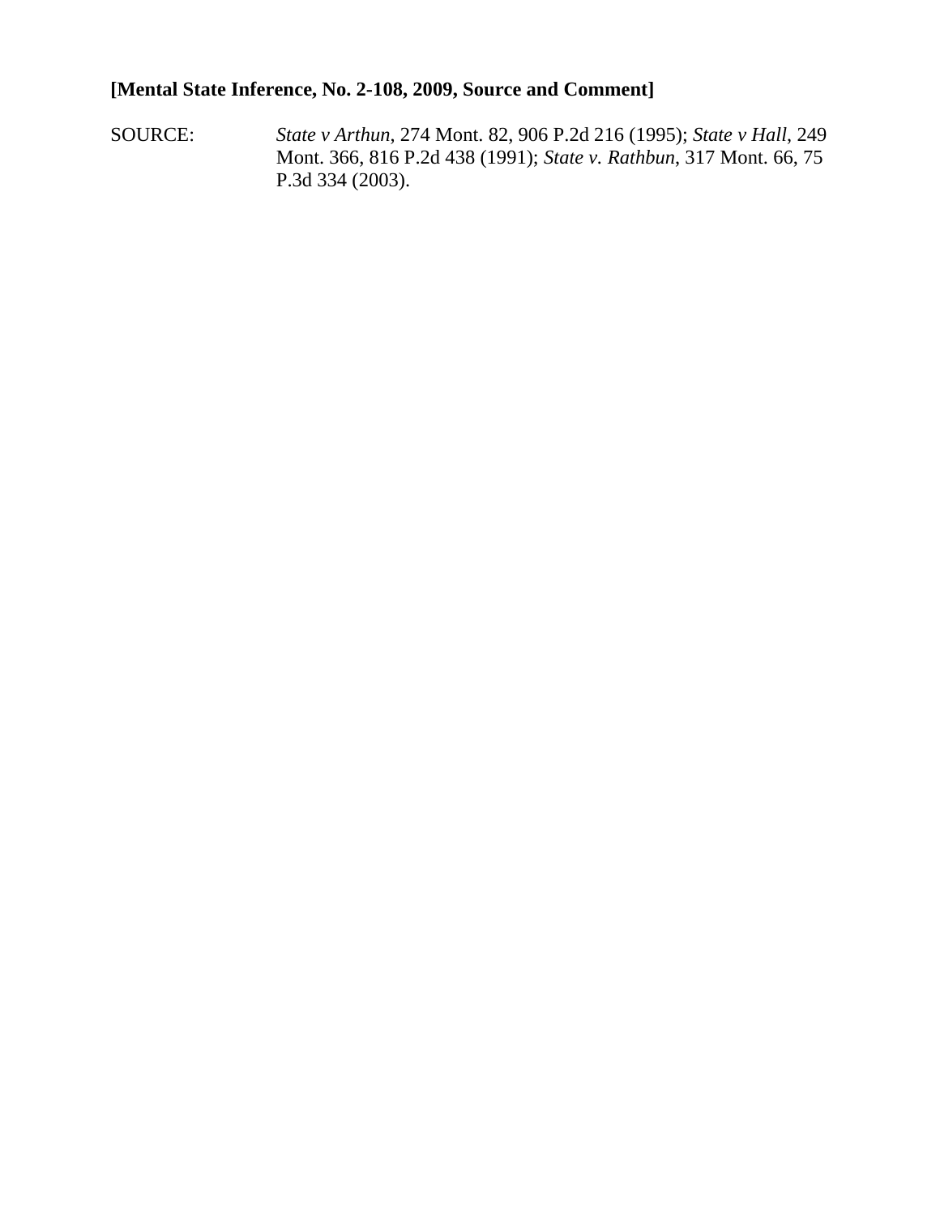**[Mental State Inference, No. 2-108, 2009, Source and Comment]**

SOURCE: *State v Arthun*, 274 Mont. 82, 906 P.2d 216 (1995); *State v Hall*, 249 Mont. 366, 816 P.2d 438 (1991); *State v. Rathbun*, 317 Mont. 66, 75 P.3d 334 (2003).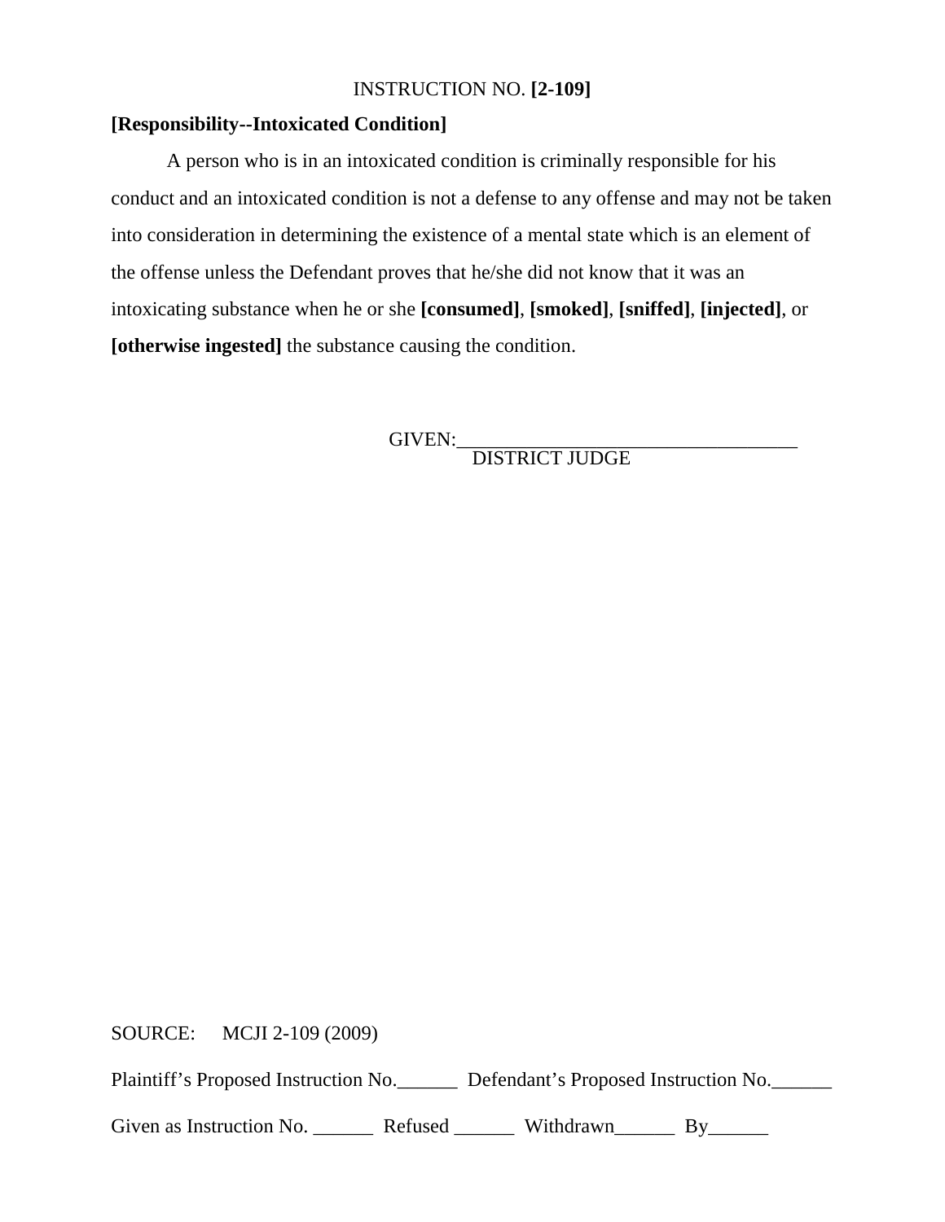INSTRUCTION NO. **[2-109]**

**[Responsibility--Intoxicated Condition]**

A person who is in an intoxicated condition is criminally responsible for his conduct and an intoxicated condition is not a defense to any offense and may not be taken into consideration in determining the existence of a mental state which is an element of the offense unless the Defendant proves that he/she did not know that it was an intoxicating substance when he or she **[consumed]**, **[smoked]**, **[sniffed]**, **[injected]**, or **[otherwise ingested]** the substance causing the condition.

GIVEN:___________________________________
DISTRICT JUDGE

SOURCE: MCJI 2-109 (2009)

Plaintiff's Proposed Instruction No.______ Defendant's Proposed Instruction No.______

Given as Instruction No. ______ Refused ______ Withdrawn______ By______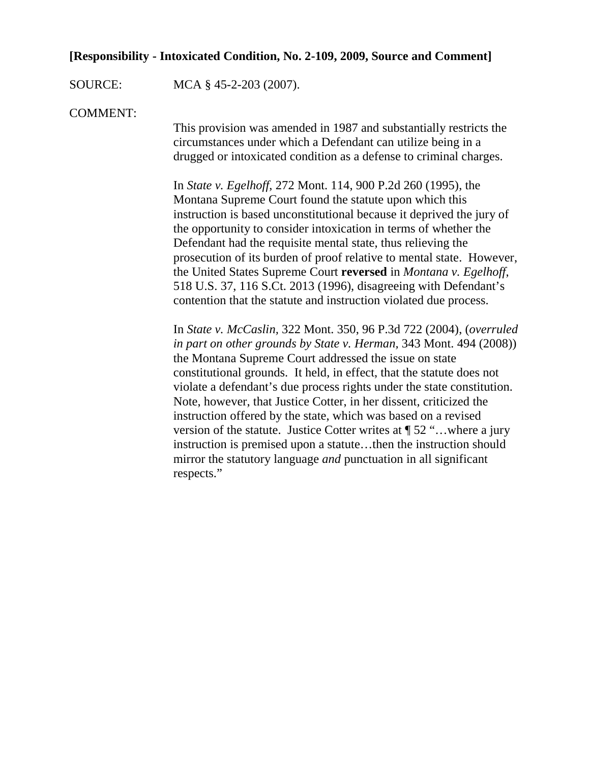**[Responsibility - Intoxicated Condition, No. 2-109, 2009, Source and Comment]**

SOURCE: MCA § 45-2-203 (2007).

COMMENT:

This provision was amended in 1987 and substantially restricts the circumstances under which a Defendant can utilize being in a drugged or intoxicated condition as a defense to criminal charges.

In *State v. Egelhoff*, 272 Mont. 114, 900 P.2d 260 (1995), the Montana Supreme Court found the statute upon which this instruction is based unconstitutional because it deprived the jury of the opportunity to consider intoxication in terms of whether the Defendant had the requisite mental state, thus relieving the prosecution of its burden of proof relative to mental state. However, the United States Supreme Court **reversed** in *Montana v. Egelhoff*, 518 U.S. 37, 116 S.Ct. 2013 (1996), disagreeing with Defendant's contention that the statute and instruction violated due process.

In *State v. McCaslin*, 322 Mont. 350, 96 P.3d 722 (2004), (*overruled in part on other grounds by State v. Herman*, 343 Mont. 494 (2008)) the Montana Supreme Court addressed the issue on state constitutional grounds. It held, in effect, that the statute does not violate a defendant's due process rights under the state constitution. Note, however, that Justice Cotter, in her dissent, criticized the instruction offered by the state, which was based on a revised version of the statute. Justice Cotter writes at ¶ 52 "…where a jury instruction is premised upon a statute…then the instruction should mirror the statutory language *and* punctuation in all significant respects."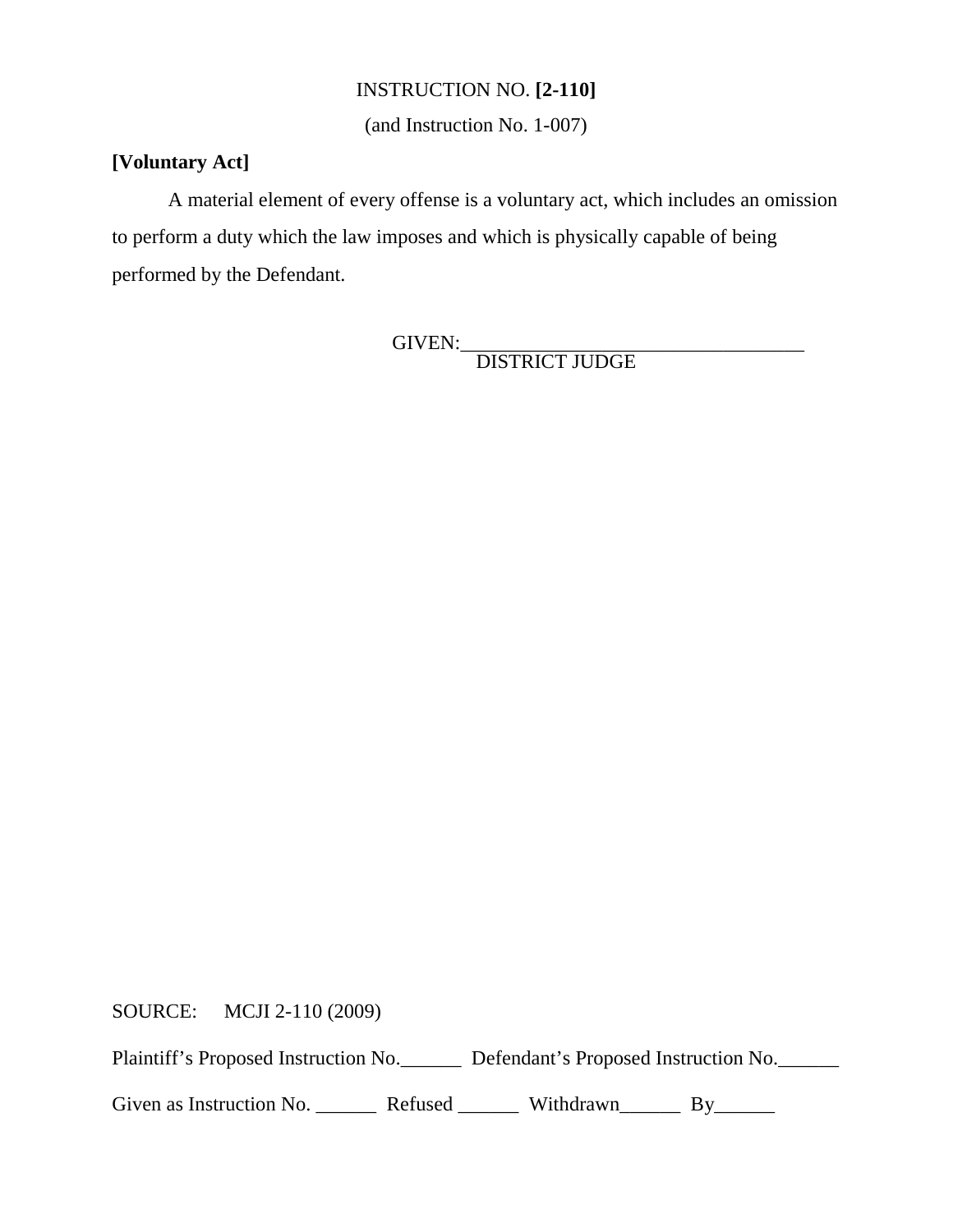INSTRUCTION NO. **[2-110]**

(and Instruction No. 1-007)

**[Voluntary Act]**

A material element of every offense is a voluntary act, which includes an omission to perform a duty which the law imposes and which is physically capable of being performed by the Defendant.

GIVEN:\_\_\_\_\_\_\_\_\_\_\_\_\_\_\_\_\_\_\_\_\_\_\_\_\_\_\_\_\_\_\_\_\_\_
DISTRICT JUDGE

SOURCE: MCJI 2-110 (2009)

Plaintiff's Proposed Instruction No.\_\_\_\_\_\_ Defendant's Proposed Instruction No.\_\_\_\_\_\_

Given as Instruction No. \_\_\_\_\_\_ Refused \_\_\_\_\_\_ Withdrawn\_\_\_\_\_\_ By\_\_\_\_\_\_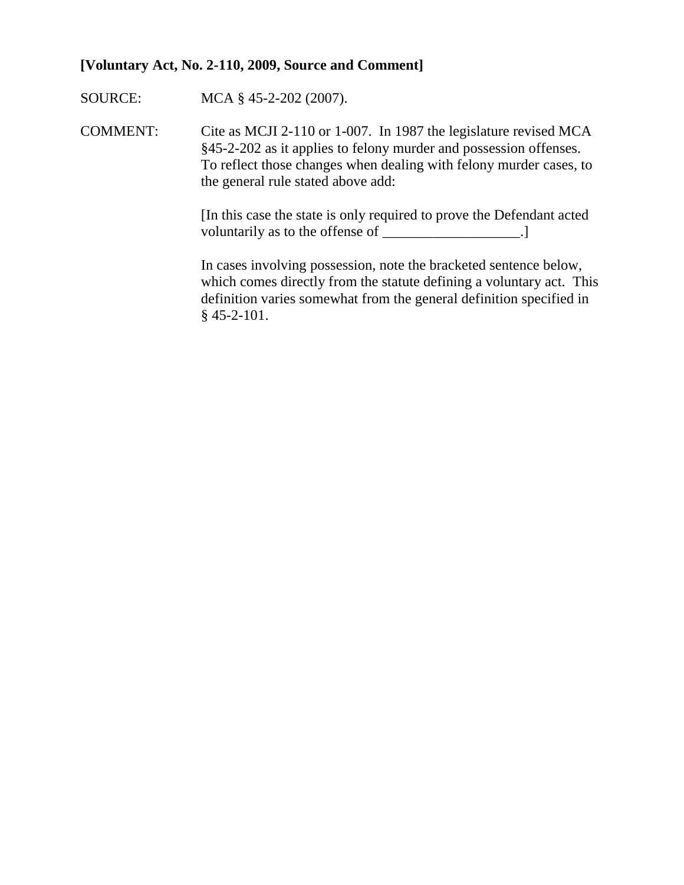**[Voluntary Act, No. 2-110, 2009, Source and Comment]**

SOURCE: MCA § 45-2-202 (2007).

COMMENT: Cite as MCJI 2-110 or 1-007. In 1987 the legislature revised MCA §45-2-202 as it applies to felony murder and possession offenses. To reflect those changes when dealing with felony murder cases, to the general rule stated above add:

[In this case the state is only required to prove the Defendant acted voluntarily as to the offense of ___________________.]

In cases involving possession, note the bracketed sentence below, which comes directly from the statute defining a voluntary act. This definition varies somewhat from the general definition specified in § 45-2-101.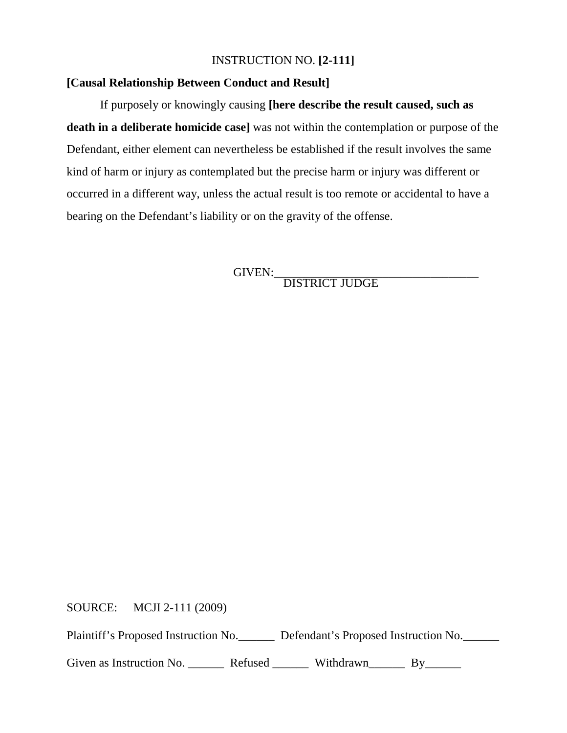INSTRUCTION NO. **[2-111]**

**[Causal Relationship Between Conduct and Result]**

If purposely or knowingly causing **[here describe the result caused, such as death in a deliberate homicide case]** was not within the contemplation or purpose of the Defendant, either element can nevertheless be established if the result involves the same kind of harm or injury as contemplated but the precise harm or injury was different or occurred in a different way, unless the actual result is too remote or accidental to have a bearing on the Defendant's liability or on the gravity of the offense.

GIVEN:___________________________________
DISTRICT JUDGE

SOURCE: MCJI 2-111 (2009)

Plaintiff's Proposed Instruction No.______ Defendant's Proposed Instruction No.______

Given as Instruction No. ______ Refused ______ Withdrawn______ By______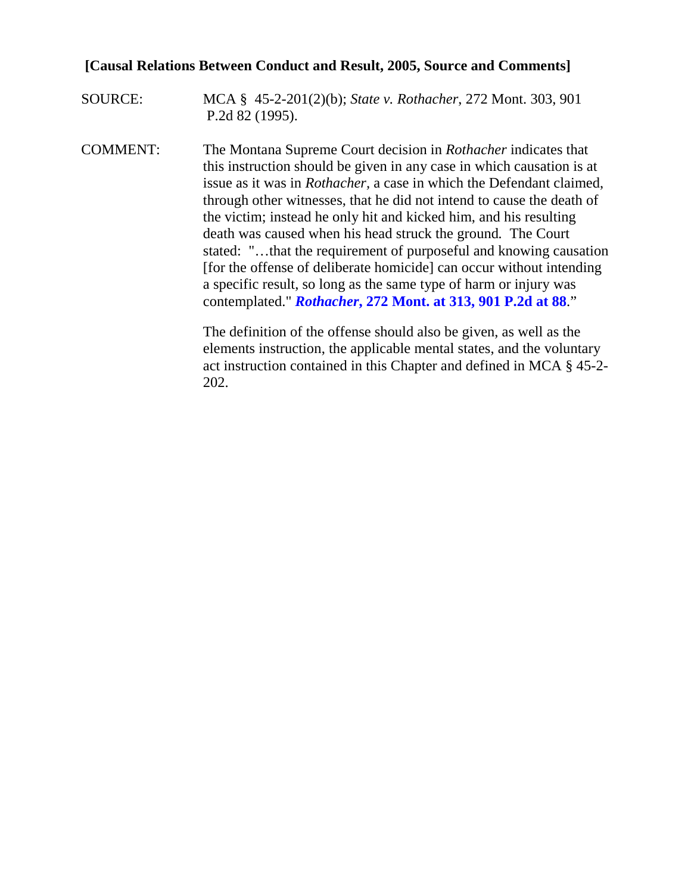**[Causal Relations Between Conduct and Result, 2005, Source and Comments]**

SOURCE: MCA § 45-2-201(2)(b); *State v. Rothacher*, 272 Mont. 303, 901 P.2d 82 (1995).

COMMENT: The Montana Supreme Court decision in *Rothacher* indicates that this instruction should be given in any case in which causation is at issue as it was in *Rothacher*, a case in which the Defendant claimed, through other witnesses, that he did not intend to cause the death of the victim; instead he only hit and kicked him, and his resulting death was caused when his head struck the ground. The Court stated: "…that the requirement of purposeful and knowing causation [for the offense of deliberate homicide] can occur without intending a specific result, so long as the same type of harm or injury was contemplated." ***Rothacher*, 272 Mont. at 313, 901 P.2d at 88**."

The definition of the offense should also be given, as well as the elements instruction, the applicable mental states, and the voluntary act instruction contained in this Chapter and defined in MCA § 45-2-202.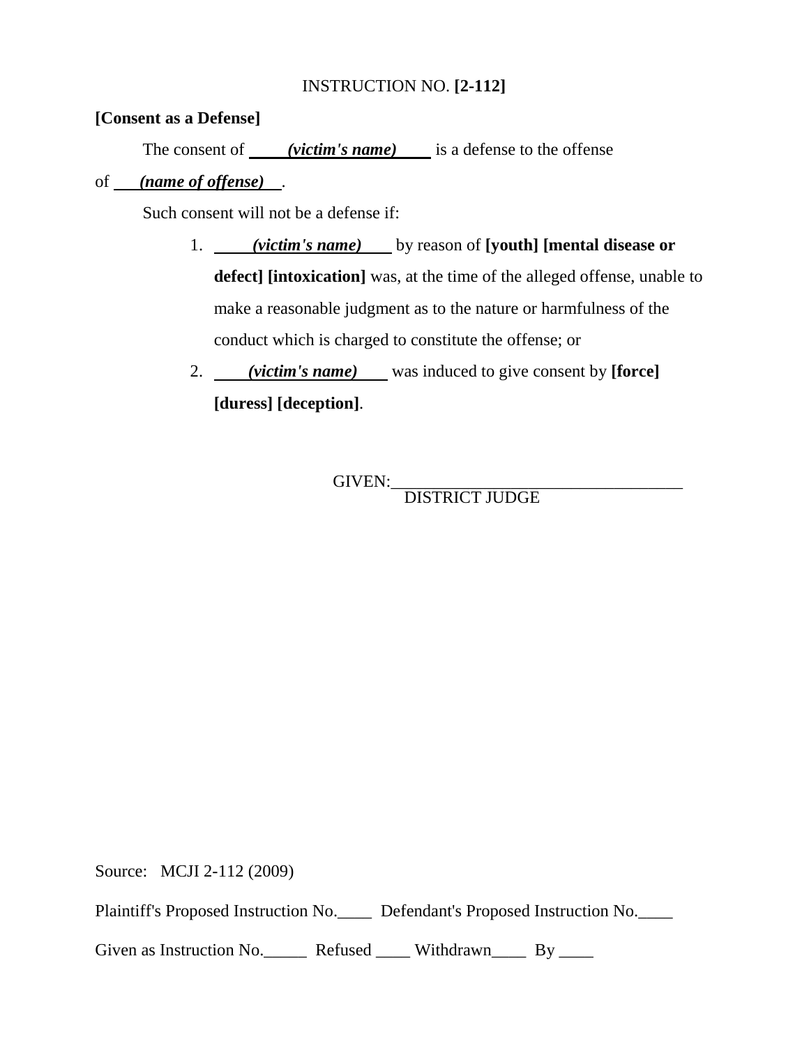INSTRUCTION NO. **[2-112]**

**[Consent as a Defense]**

The consent of ***(victim's name)*** is a defense to the offense of ***(name of offense)***.

Such consent will not be a defense if:

1. ***(victim's name)*** by reason of **[youth] [mental disease or defect] [intoxication]** was, at the time of the alleged offense, unable to make a reasonable judgment as to the nature or harmfulness of the conduct which is charged to constitute the offense; or
2. ***(victim's name)*** was induced to give consent by **[force] [duress] [deception]**.

GIVEN:___________________________________
DISTRICT JUDGE

Source: MCJI 2-112 (2009)

Plaintiff's Proposed Instruction No.____ Defendant's Proposed Instruction No.____

Given as Instruction No._____ Refused ____ Withdrawn____ By ____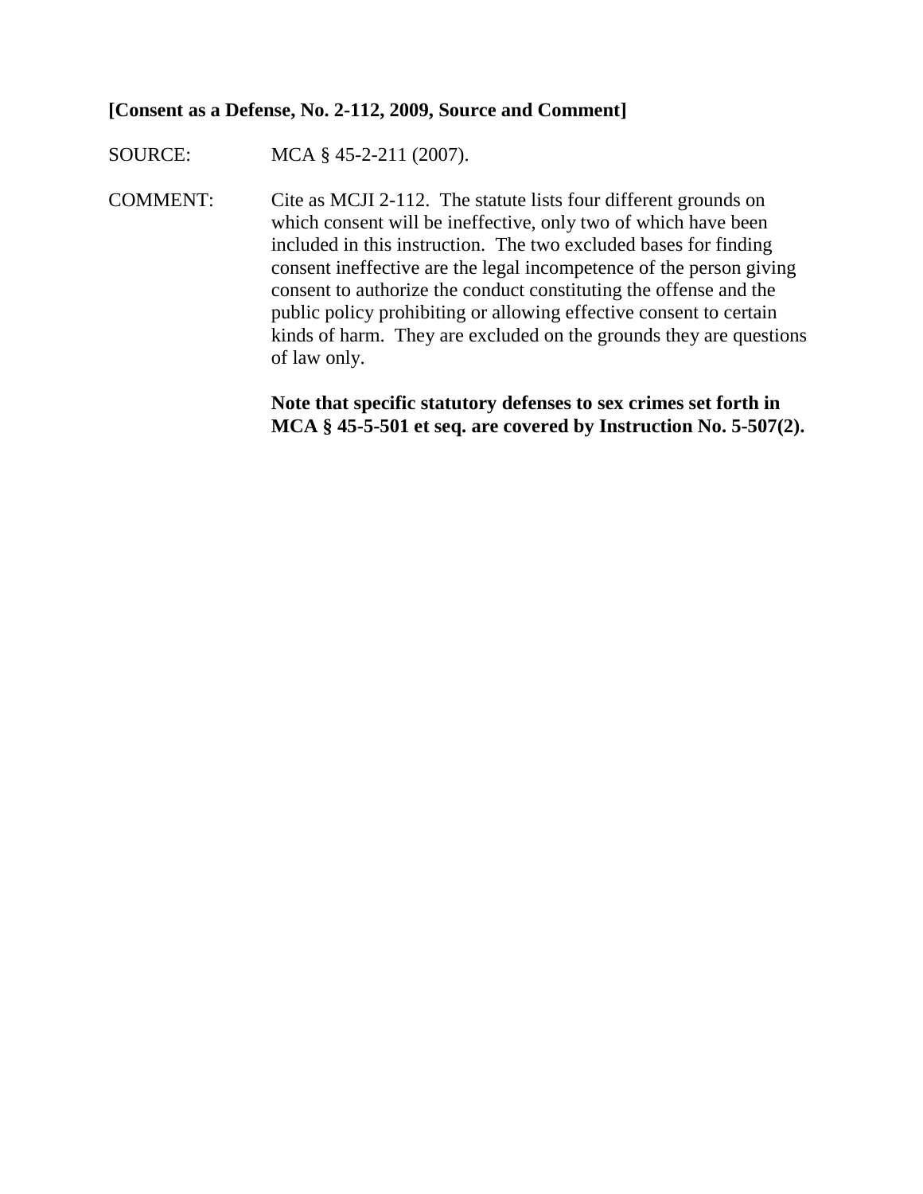**[Consent as a Defense, No. 2-112, 2009, Source and Comment]**

SOURCE: MCA § 45-2-211 (2007).

COMMENT: Cite as MCJI 2-112. The statute lists four different grounds on which consent will be ineffective, only two of which have been included in this instruction. The two excluded bases for finding consent ineffective are the legal incompetence of the person giving consent to authorize the conduct constituting the offense and the public policy prohibiting or allowing effective consent to certain kinds of harm. They are excluded on the grounds they are questions of law only.

**Note that specific statutory defenses to sex crimes set forth in MCA § 45-5-501 et seq. are covered by Instruction No. 5-507(2).**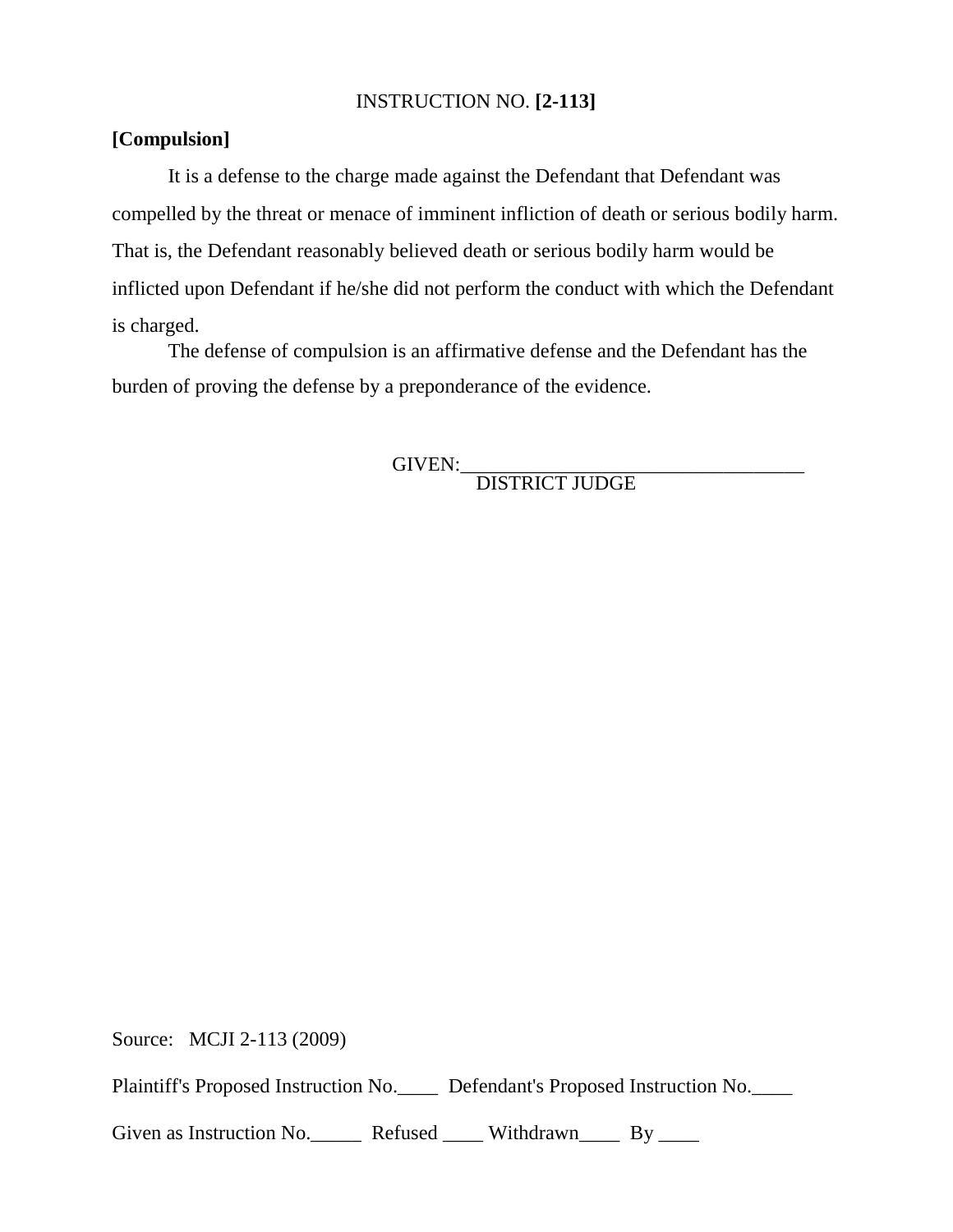INSTRUCTION NO. **[2-113]**

**[Compulsion]**

It is a defense to the charge made against the Defendant that Defendant was compelled by the threat or menace of imminent infliction of death or serious bodily harm. That is, the Defendant reasonably believed death or serious bodily harm would be inflicted upon Defendant if he/she did not perform the conduct with which the Defendant is charged.

The defense of compulsion is an affirmative defense and the Defendant has the burden of proving the defense by a preponderance of the evidence.

GIVEN:___________________________________
DISTRICT JUDGE

Source: MCJI 2-113 (2009)

Plaintiff's Proposed Instruction No.____ Defendant's Proposed Instruction No.____

Given as Instruction No._____ Refused ____ Withdrawn____ By ____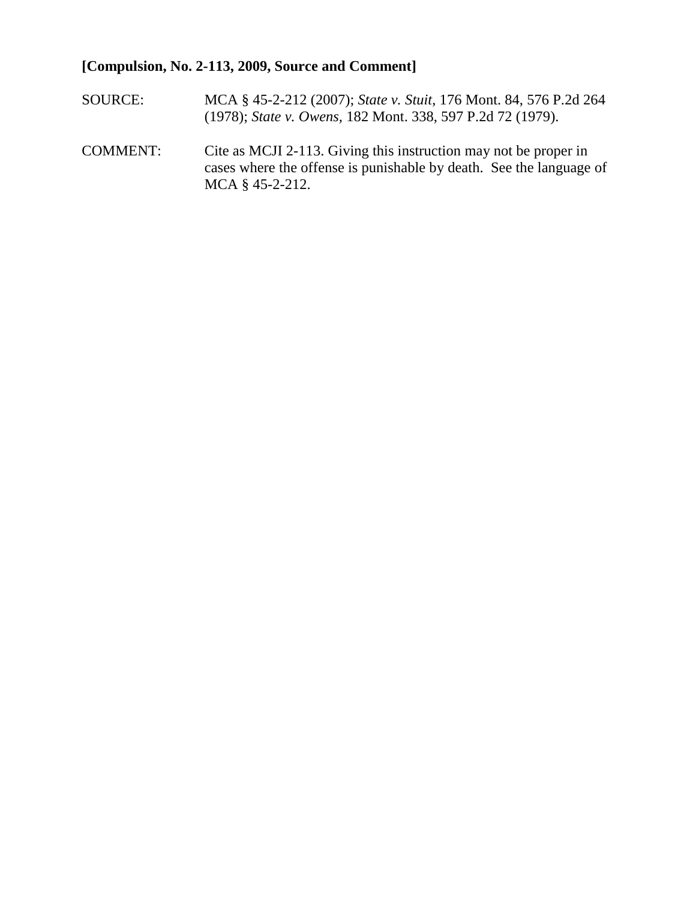**[Compulsion, No. 2-113, 2009, Source and Comment]**

SOURCE: MCA § 45-2-212 (2007); *State v. Stuit*, 176 Mont. 84, 576 P.2d 264 (1978); *State v. Owens*, 182 Mont. 338, 597 P.2d 72 (1979).

COMMENT: Cite as MCJI 2-113. Giving this instruction may not be proper in cases where the offense is punishable by death. See the language of MCA § 45-2-212.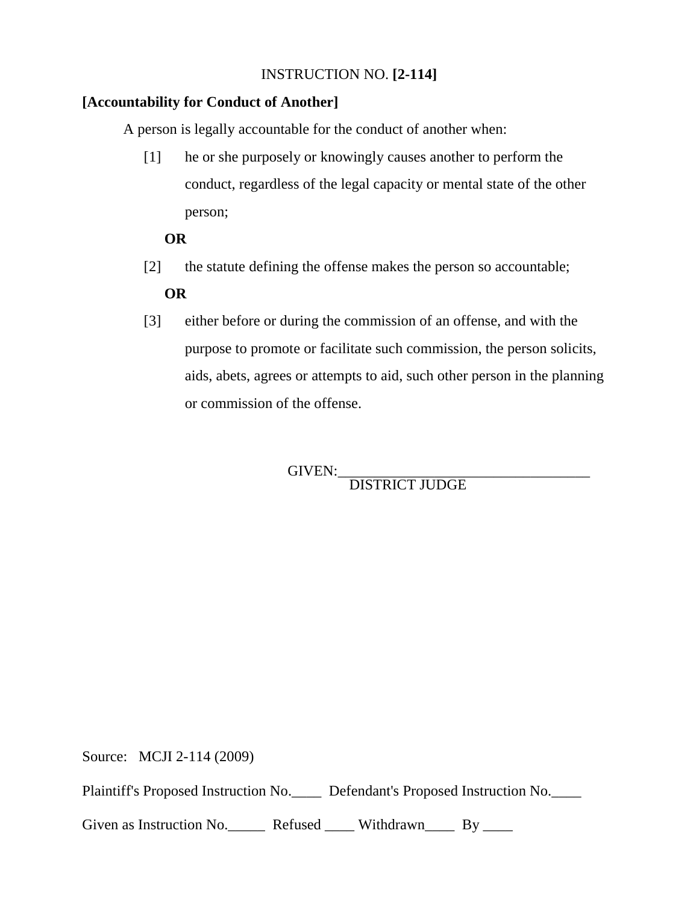INSTRUCTION NO. **[2-114]**

**[Accountability for Conduct of Another]**

A person is legally accountable for the conduct of another when:

[1] he or she purposely or knowingly causes another to perform the conduct, regardless of the legal capacity or mental state of the other person;

**OR**

[2] the statute defining the offense makes the person so accountable;

**OR**

[3] either before or during the commission of an offense, and with the purpose to promote or facilitate such commission, the person solicits, aids, abets, agrees or attempts to aid, such other person in the planning or commission of the offense.

GIVEN:___________________________________
DISTRICT JUDGE

Source: MCJI 2-114 (2009)

Plaintiff's Proposed Instruction No.____ Defendant's Proposed Instruction No.____

Given as Instruction No._____ Refused ____ Withdrawn____ By ____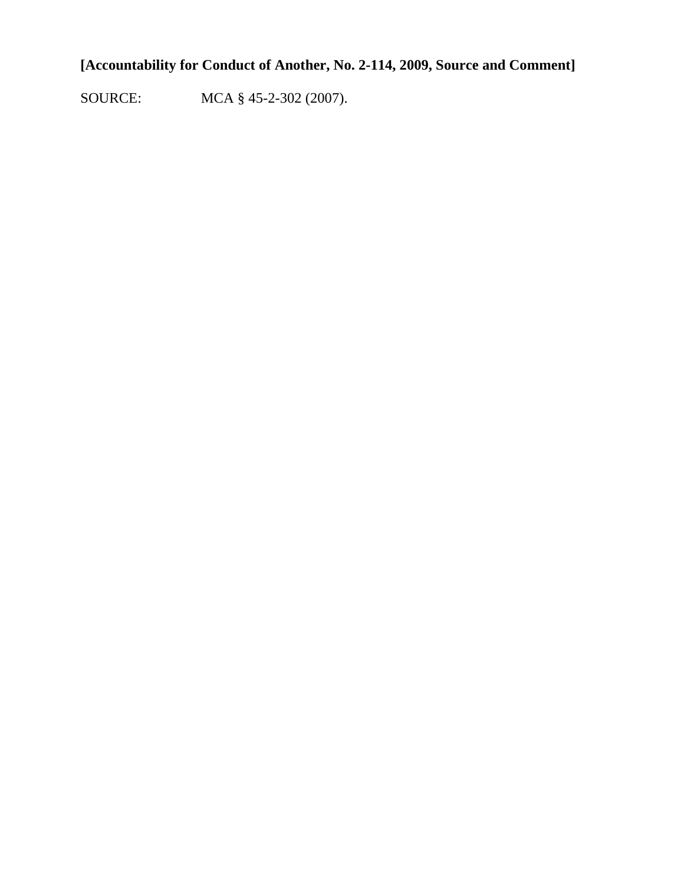**[Accountability for Conduct of Another, No. 2-114, 2009, Source and Comment]**

SOURCE: MCA § 45-2-302 (2007).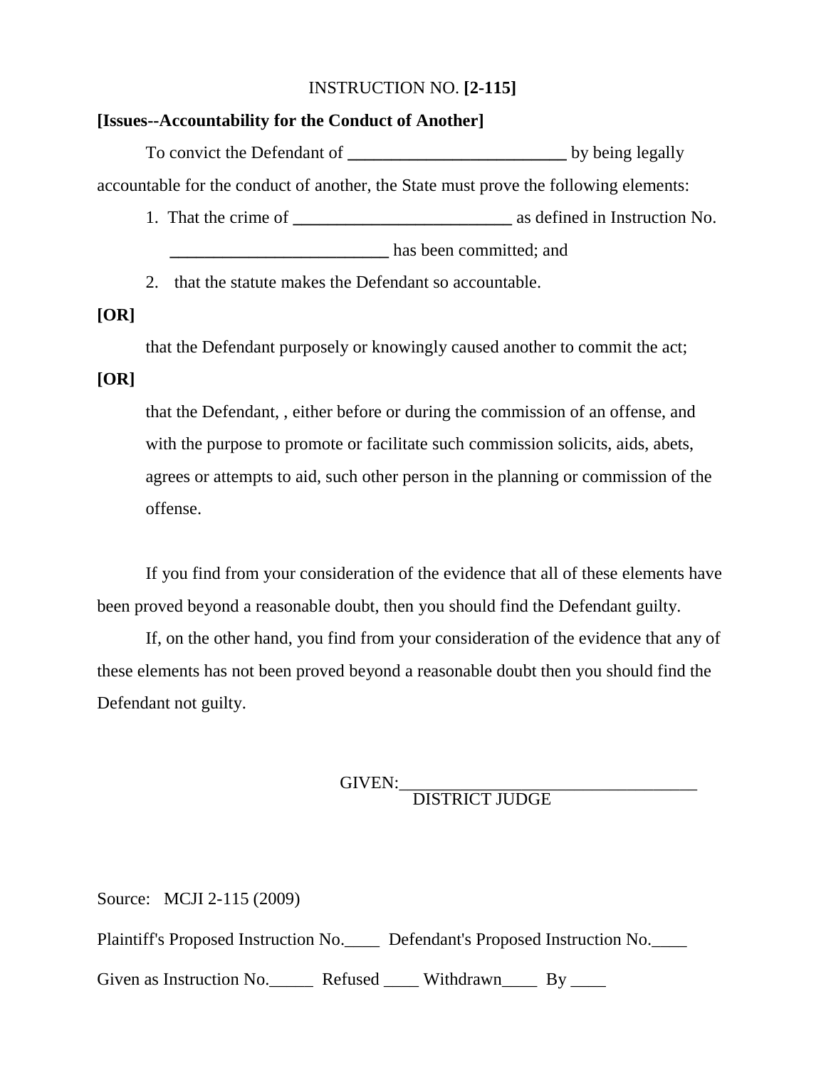INSTRUCTION NO. **[2-115]**

**[Issues--Accountability for the Conduct of Another]**

To convict the Defendant of **_________________________** by being legally accountable for the conduct of another, the State must prove the following elements:

1. That the crime of **_________________________** as defined in Instruction No. **_________________________** has been committed; and

2. that the statute makes the Defendant so accountable.

**[OR]**

that the Defendant purposely or knowingly caused another to commit the act;

**[OR]**

that the Defendant, , either before or during the commission of an offense, and with the purpose to promote or facilitate such commission solicits, aids, abets, agrees or attempts to aid, such other person in the planning or commission of the offense.

If you find from your consideration of the evidence that all of these elements have been proved beyond a reasonable doubt, then you should find the Defendant guilty.

If, on the other hand, you find from your consideration of the evidence that any of these elements has not been proved beyond a reasonable doubt then you should find the Defendant not guilty.

GIVEN:___________________________________
DISTRICT JUDGE

Source: MCJI 2-115 (2009)

Plaintiff's Proposed Instruction No.____ Defendant's Proposed Instruction No.____

Given as Instruction No._____ Refused ____ Withdrawn____ By ____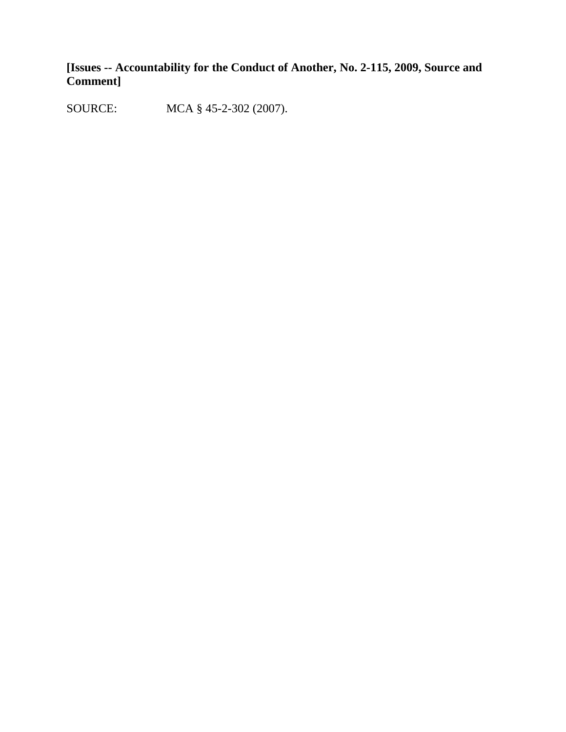**[Issues -- Accountability for the Conduct of Another, No. 2-115, 2009, Source and Comment]**

SOURCE: MCA § 45-2-302 (2007).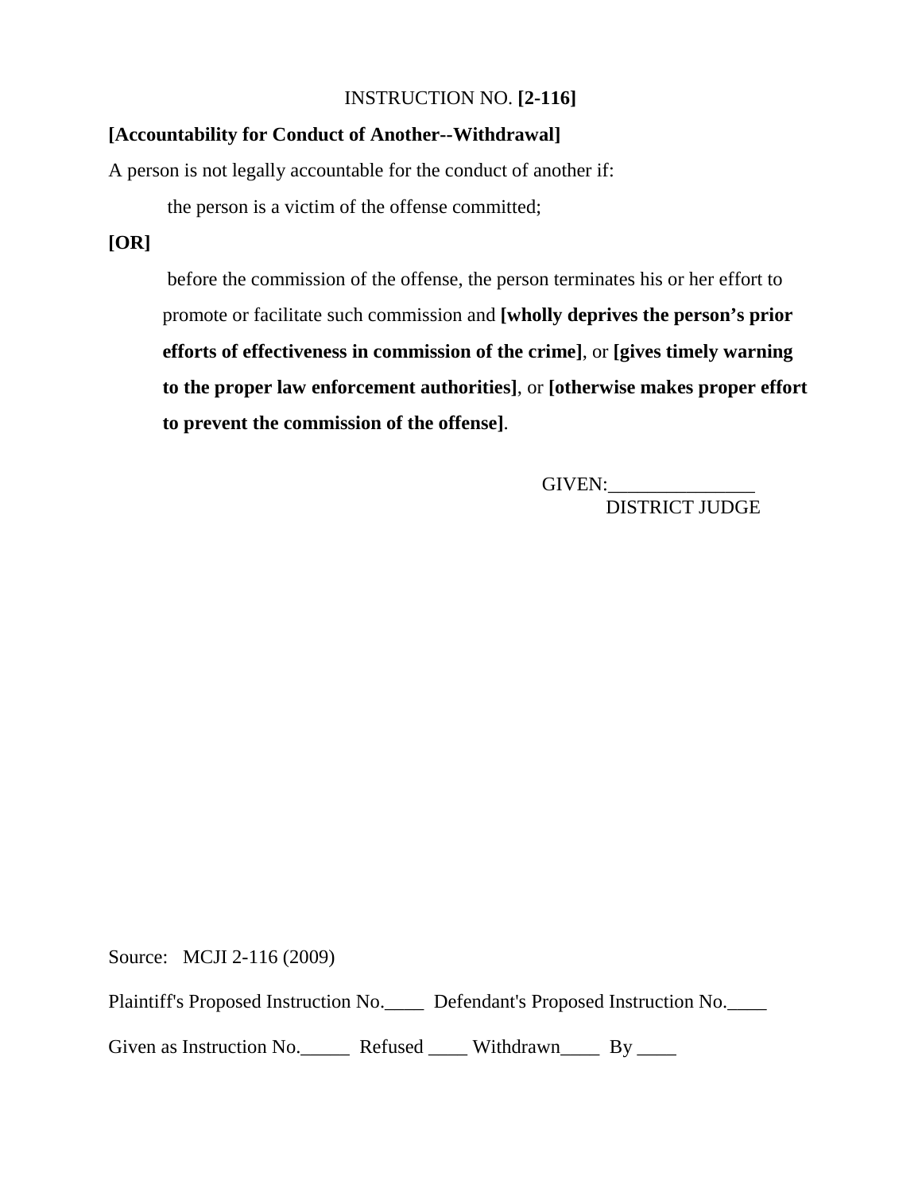INSTRUCTION NO. **[2-116]**

**[Accountability for Conduct of Another--Withdrawal]**

A person is not legally accountable for the conduct of another if:

the person is a victim of the offense committed;

**[OR]**

before the commission of the offense, the person terminates his or her effort to promote or facilitate such commission and **[wholly deprives the person's prior efforts of effectiveness in commission of the crime]**, or **[gives timely warning to the proper law enforcement authorities]**, or **[otherwise makes proper effort to prevent the commission of the offense]**.

GIVEN:_______________
DISTRICT JUDGE

Source: MCJI 2-116 (2009)

Plaintiff's Proposed Instruction No.____ Defendant's Proposed Instruction No.____

Given as Instruction No._____ Refused ____ Withdrawn____ By ____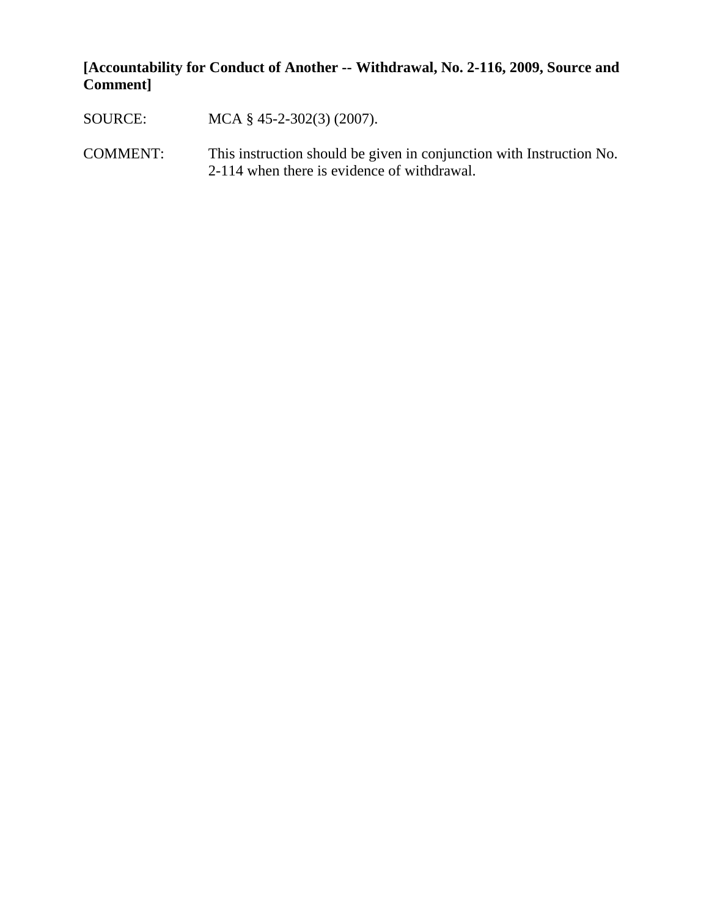**[Accountability for Conduct of Another -- Withdrawal, No. 2-116, 2009, Source and Comment]**

SOURCE: MCA § 45-2-302(3) (2007).

COMMENT: This instruction should be given in conjunction with Instruction No. 2-114 when there is evidence of withdrawal.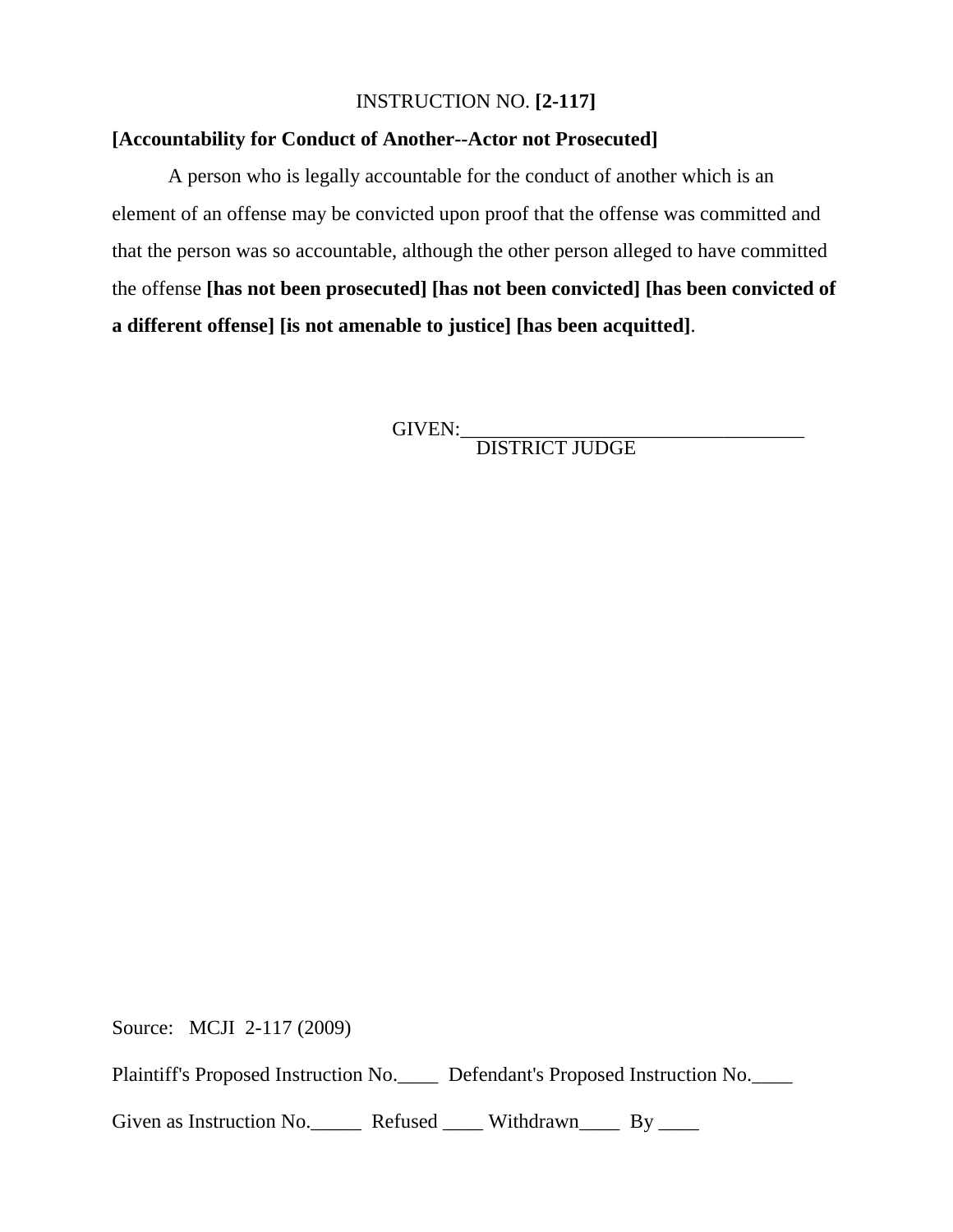INSTRUCTION NO. **[2-117]**

**[Accountability for Conduct of Another--Actor not Prosecuted]**

A person who is legally accountable for the conduct of another which is an element of an offense may be convicted upon proof that the offense was committed and that the person was so accountable, although the other person alleged to have committed the offense **[has not been prosecuted] [has not been convicted] [has been convicted of a different offense] [is not amenable to justice] [has been acquitted]**.

GIVEN:___________________________________
DISTRICT JUDGE

Source: MCJI 2-117 (2009)

Plaintiff's Proposed Instruction No.____ Defendant's Proposed Instruction No.____

Given as Instruction No._____ Refused ____ Withdrawn____ By ____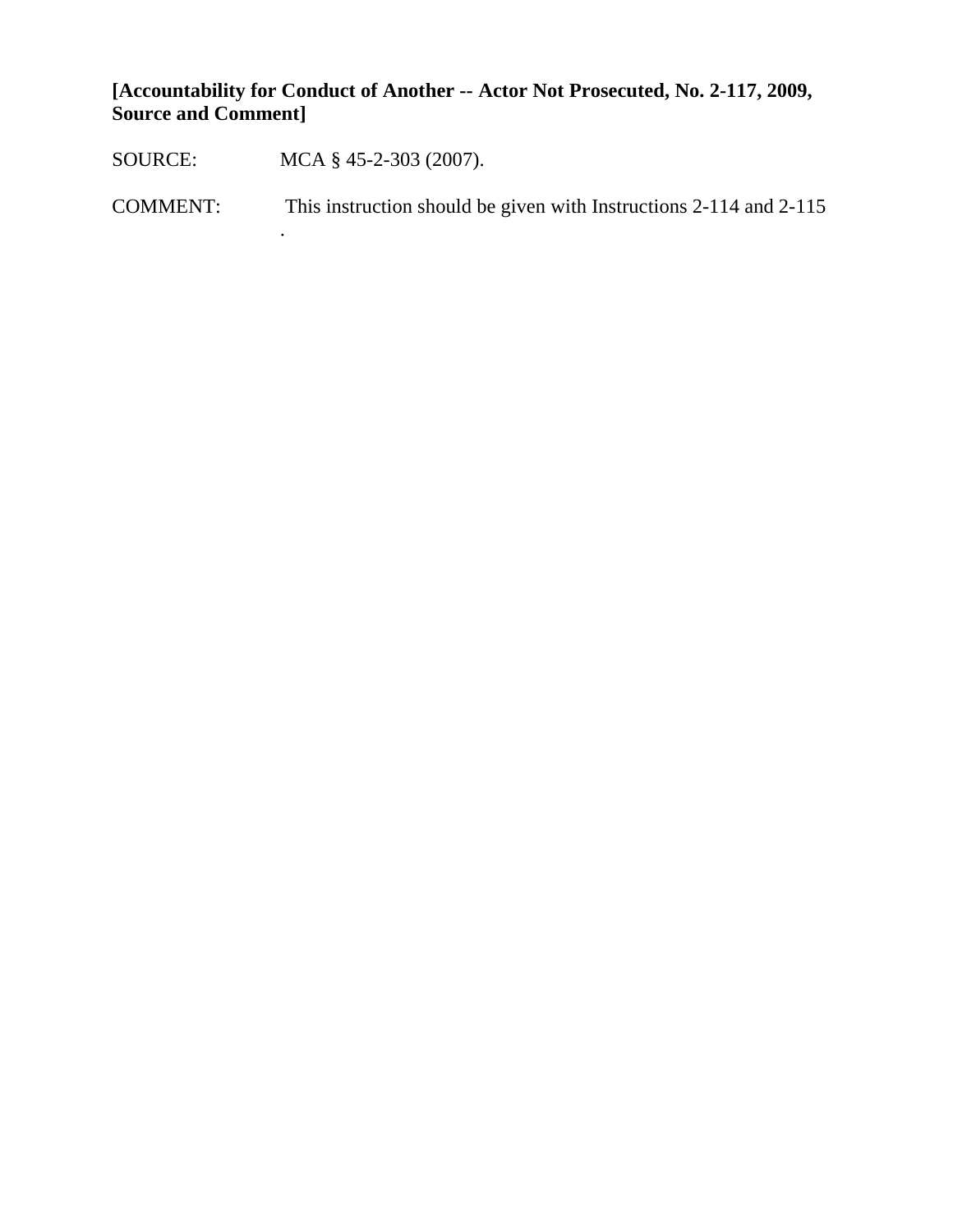**[Accountability for Conduct of Another -- Actor Not Prosecuted, No. 2-117, 2009, Source and Comment]**

SOURCE: MCA § 45-2-303 (2007).

COMMENT: This instruction should be given with Instructions 2-114 and 2-115 .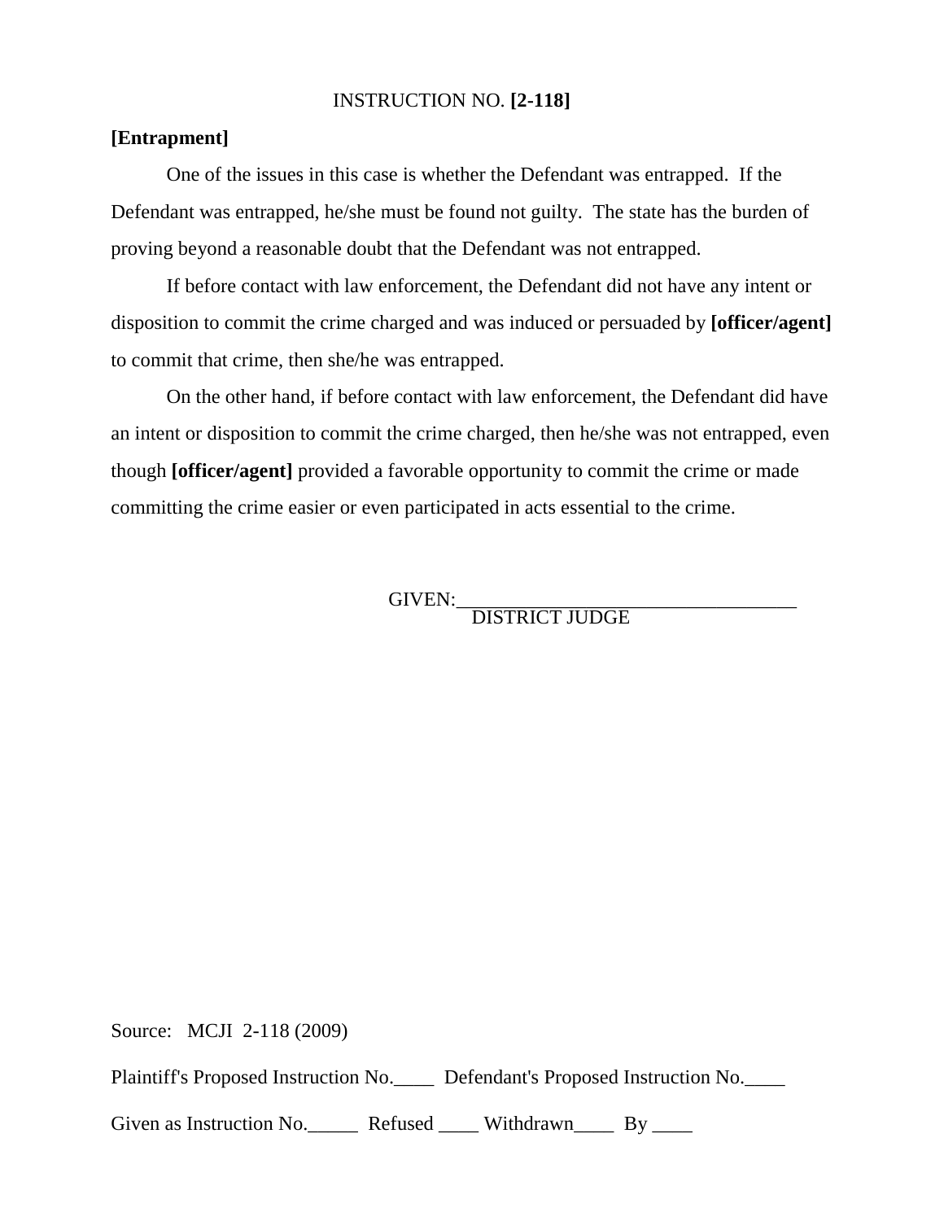INSTRUCTION NO. **[2-118]**

**[Entrapment]**

One of the issues in this case is whether the Defendant was entrapped. If the Defendant was entrapped, he/she must be found not guilty. The state has the burden of proving beyond a reasonable doubt that the Defendant was not entrapped.

If before contact with law enforcement, the Defendant did not have any intent or disposition to commit the crime charged and was induced or persuaded by **[officer/agent]** to commit that crime, then she/he was entrapped.

On the other hand, if before contact with law enforcement, the Defendant did have an intent or disposition to commit the crime charged, then he/she was not entrapped, even though **[officer/agent]** provided a favorable opportunity to commit the crime or made committing the crime easier or even participated in acts essential to the crime.

GIVEN:___________________________________
DISTRICT JUDGE

Source: MCJI 2-118 (2009)

Plaintiff's Proposed Instruction No.____ Defendant's Proposed Instruction No.____

Given as Instruction No._____ Refused ____ Withdrawn____ By ____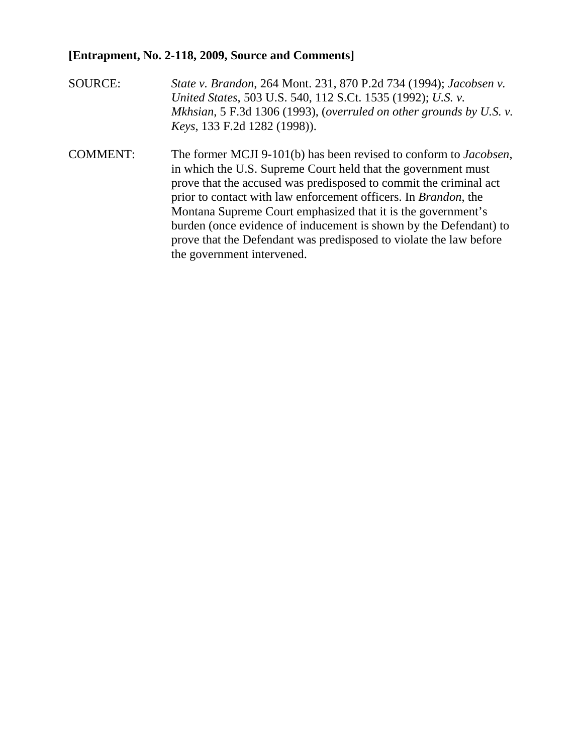**[Entrapment, No. 2-118, 2009, Source and Comments]**

SOURCE: *State v. Brandon*, 264 Mont. 231, 870 P.2d 734 (1994); *Jacobsen v. United States*, 503 U.S. 540, 112 S.Ct. 1535 (1992); *U.S. v. Mkhsian*, 5 F.3d 1306 (1993), (*overruled on other grounds by U.S. v. Keys*, 133 F.2d 1282 (1998)).

COMMENT: The former MCJI 9-101(b) has been revised to conform to *Jacobsen*, in which the U.S. Supreme Court held that the government must prove that the accused was predisposed to commit the criminal act prior to contact with law enforcement officers. In *Brandon*, the Montana Supreme Court emphasized that it is the government's burden (once evidence of inducement is shown by the Defendant) to prove that the Defendant was predisposed to violate the law before the government intervened.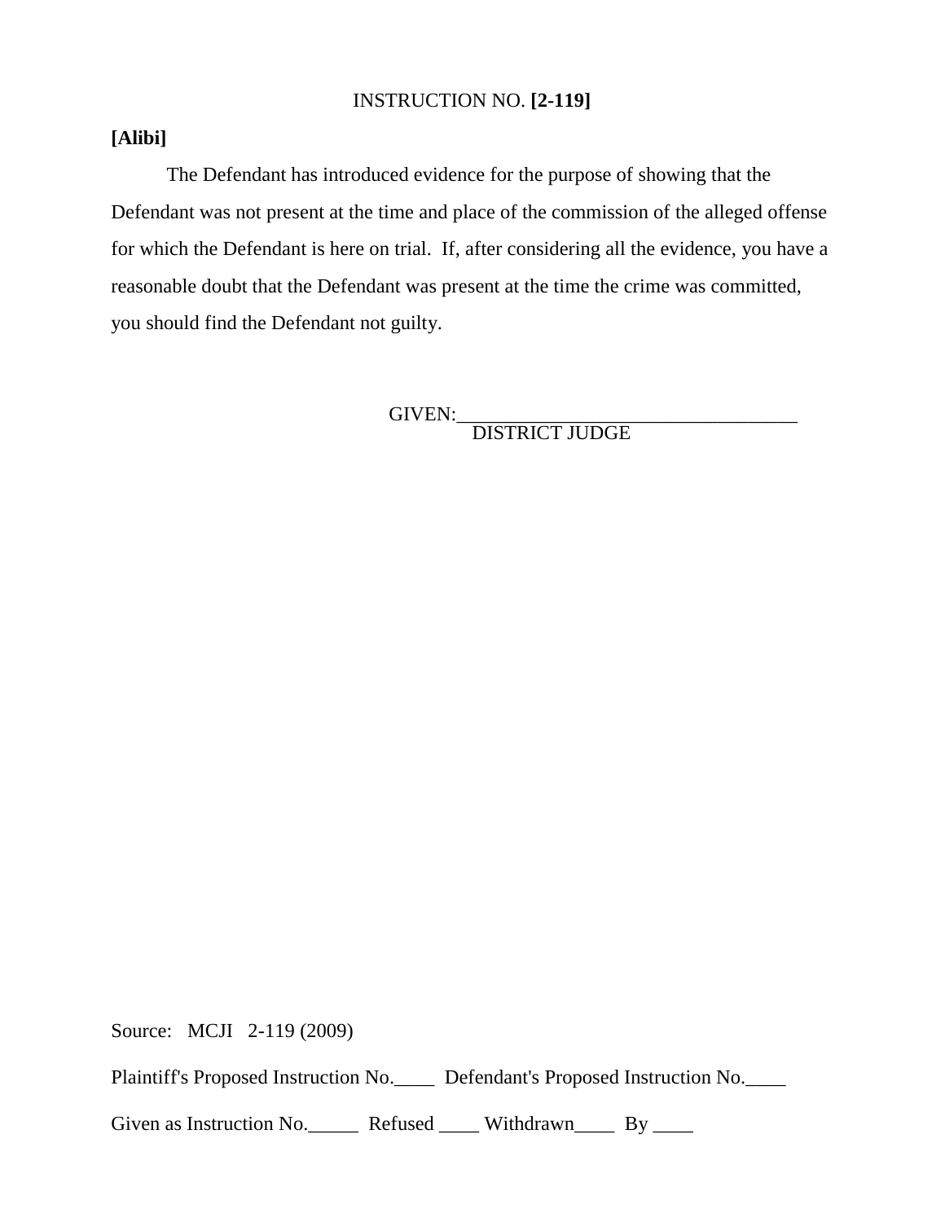INSTRUCTION NO. **[2-119]**

**[Alibi]**

The Defendant has introduced evidence for the purpose of showing that the Defendant was not present at the time and place of the commission of the alleged offense for which the Defendant is here on trial. If, after considering all the evidence, you have a reasonable doubt that the Defendant was present at the time the crime was committed, you should find the Defendant not guilty.

GIVEN:___________________________________
DISTRICT JUDGE

Source: MCJI 2-119 (2009)

Plaintiff's Proposed Instruction No.____ Defendant's Proposed Instruction No.____

Given as Instruction No._____ Refused ____ Withdrawn____ By ____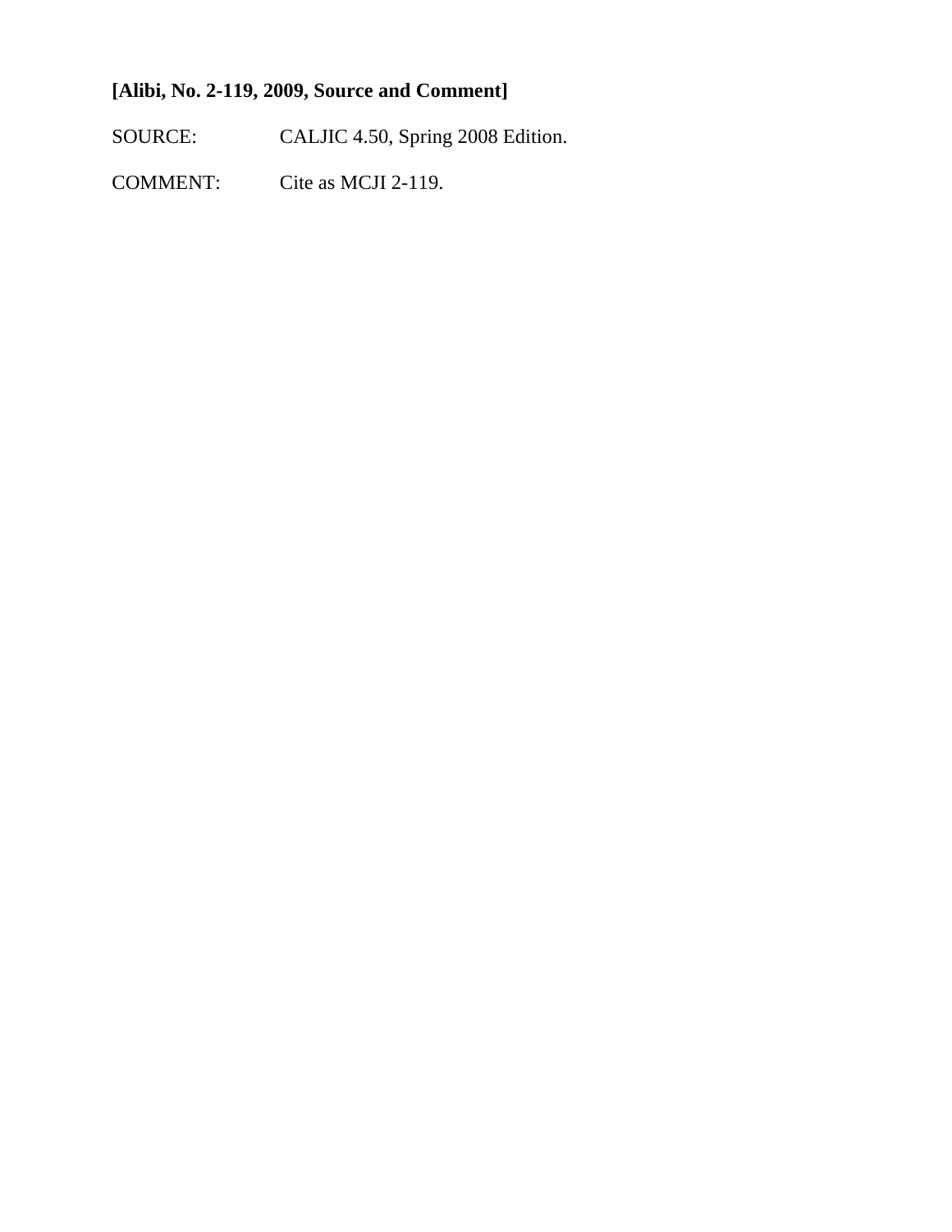**[Alibi, No. 2-119, 2009, Source and Comment]**

SOURCE: CALJIC 4.50, Spring 2008 Edition.

COMMENT: Cite as MCJI 2-119.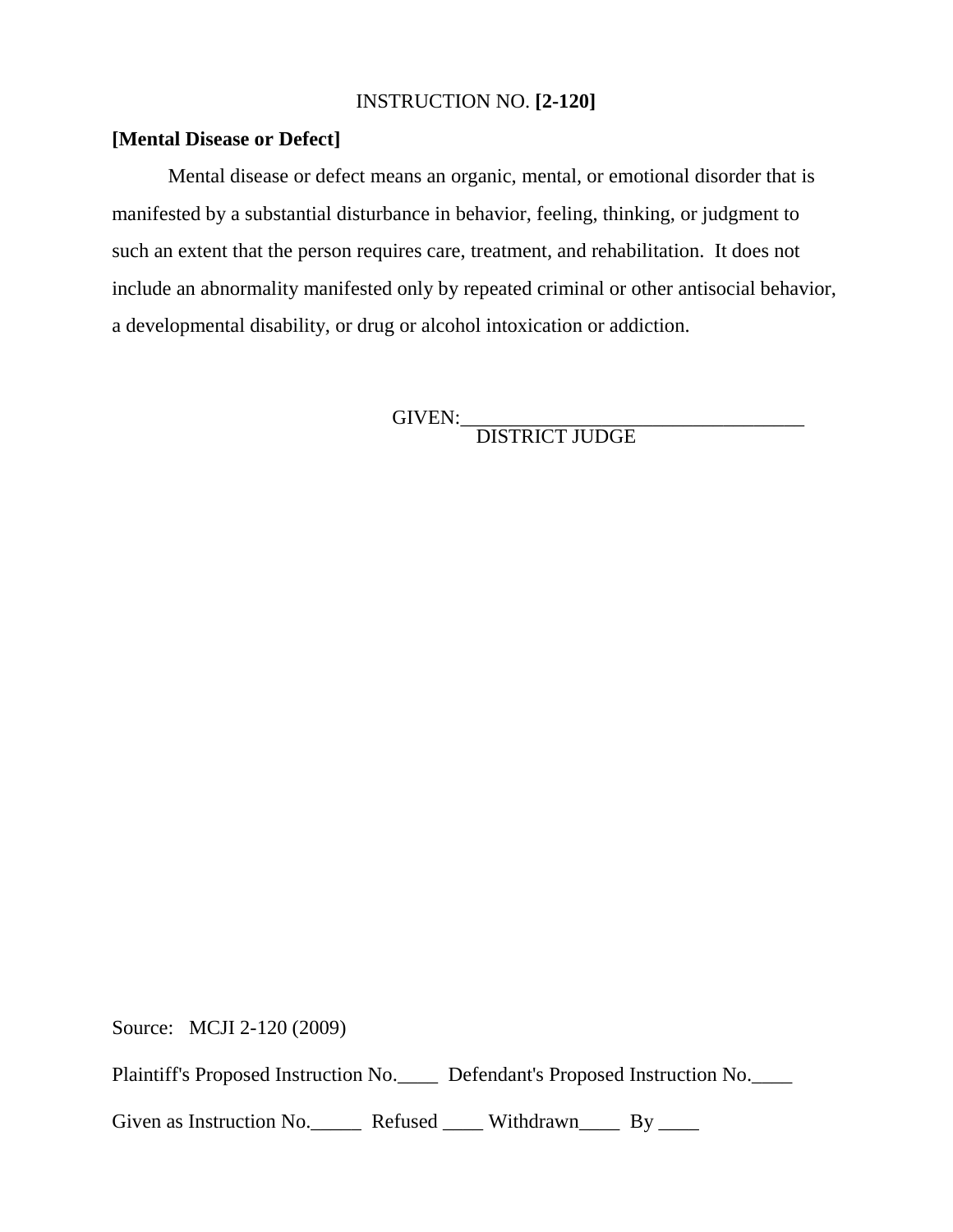INSTRUCTION NO. **[2-120]**

**[Mental Disease or Defect]**

Mental disease or defect means an organic, mental, or emotional disorder that is manifested by a substantial disturbance in behavior, feeling, thinking, or judgment to such an extent that the person requires care, treatment, and rehabilitation. It does not include an abnormality manifested only by repeated criminal or other antisocial behavior, a developmental disability, or drug or alcohol intoxication or addiction.

GIVEN:___________________________________
DISTRICT JUDGE

Source: MCJI 2-120 (2009)

Plaintiff's Proposed Instruction No.____ Defendant's Proposed Instruction No.____

Given as Instruction No._____ Refused ____ Withdrawn____ By ____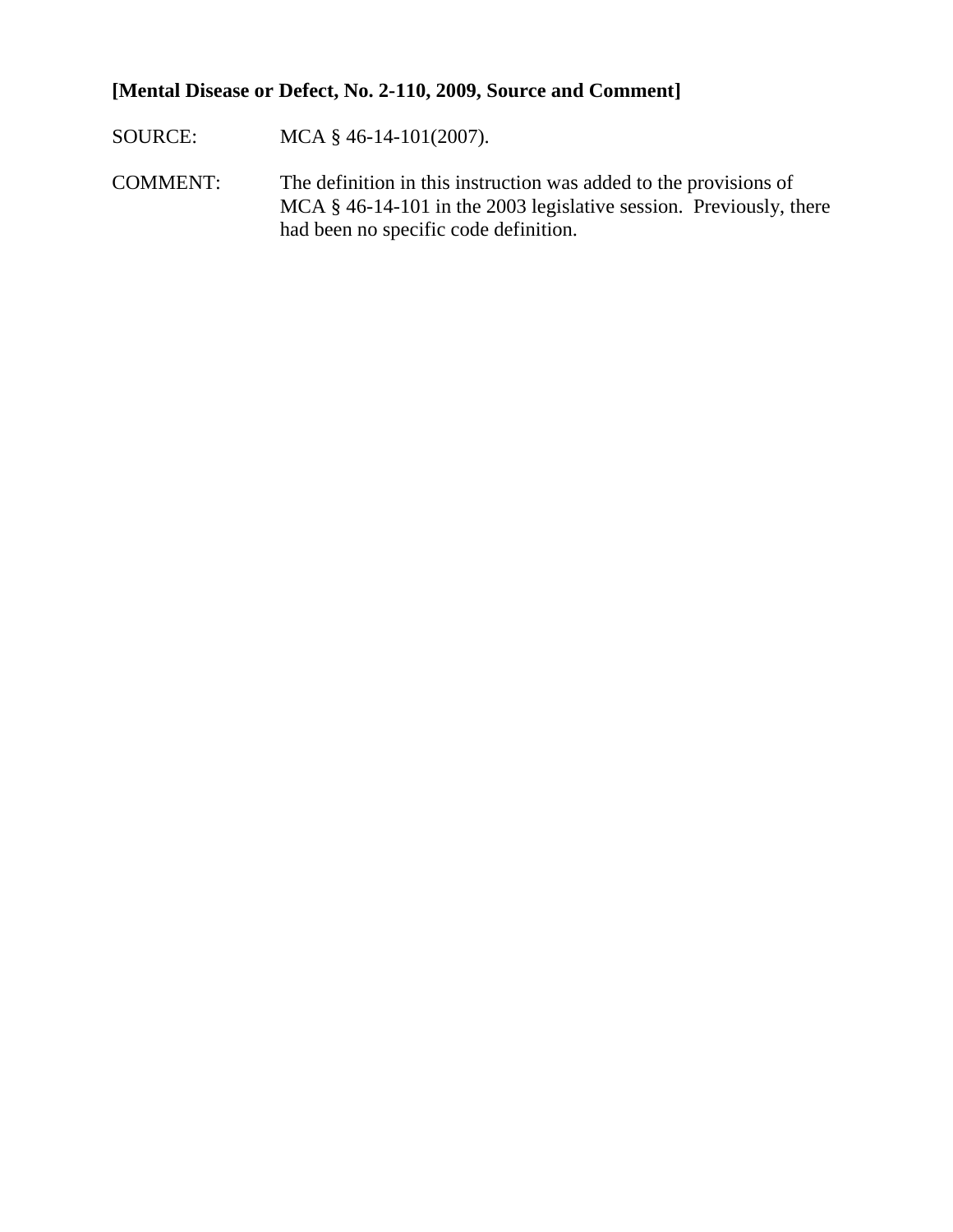**[Mental Disease or Defect, No. 2-110, 2009, Source and Comment]**

SOURCE: MCA § 46-14-101(2007).

COMMENT: The definition in this instruction was added to the provisions of MCA § 46-14-101 in the 2003 legislative session. Previously, there had been no specific code definition.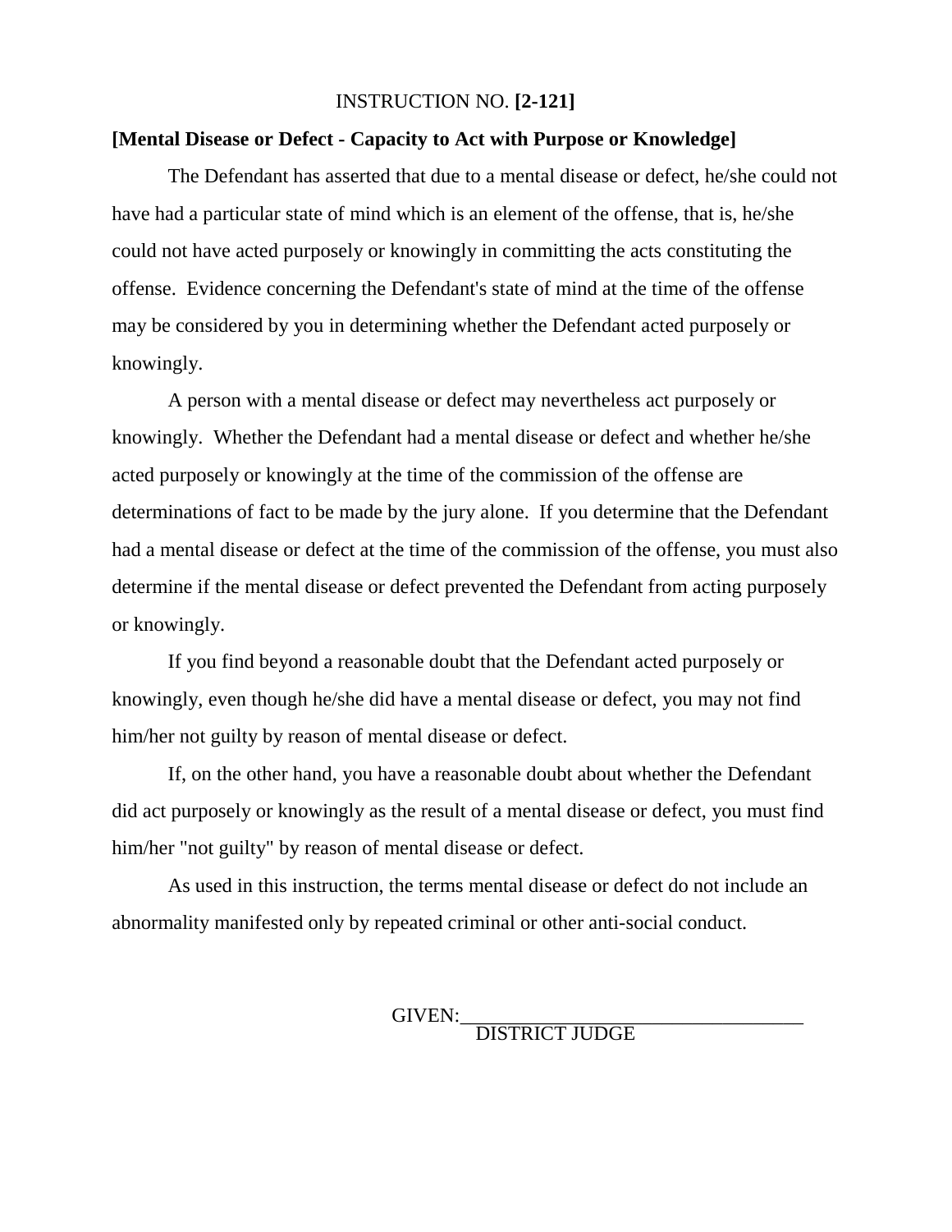INSTRUCTION NO. **[2-121]**

**[Mental Disease or Defect - Capacity to Act with Purpose or Knowledge]**

The Defendant has asserted that due to a mental disease or defect, he/she could not have had a particular state of mind which is an element of the offense, that is, he/she could not have acted purposely or knowingly in committing the acts constituting the offense. Evidence concerning the Defendant's state of mind at the time of the offense may be considered by you in determining whether the Defendant acted purposely or knowingly.

A person with a mental disease or defect may nevertheless act purposely or knowingly. Whether the Defendant had a mental disease or defect and whether he/she acted purposely or knowingly at the time of the commission of the offense are determinations of fact to be made by the jury alone. If you determine that the Defendant had a mental disease or defect at the time of the commission of the offense, you must also determine if the mental disease or defect prevented the Defendant from acting purposely or knowingly.

If you find beyond a reasonable doubt that the Defendant acted purposely or knowingly, even though he/she did have a mental disease or defect, you may not find him/her not guilty by reason of mental disease or defect.

If, on the other hand, you have a reasonable doubt about whether the Defendant did act purposely or knowingly as the result of a mental disease or defect, you must find him/her "not guilty" by reason of mental disease or defect.

As used in this instruction, the terms mental disease or defect do not include an abnormality manifested only by repeated criminal or other anti-social conduct.

GIVEN:___________________________________
DISTRICT JUDGE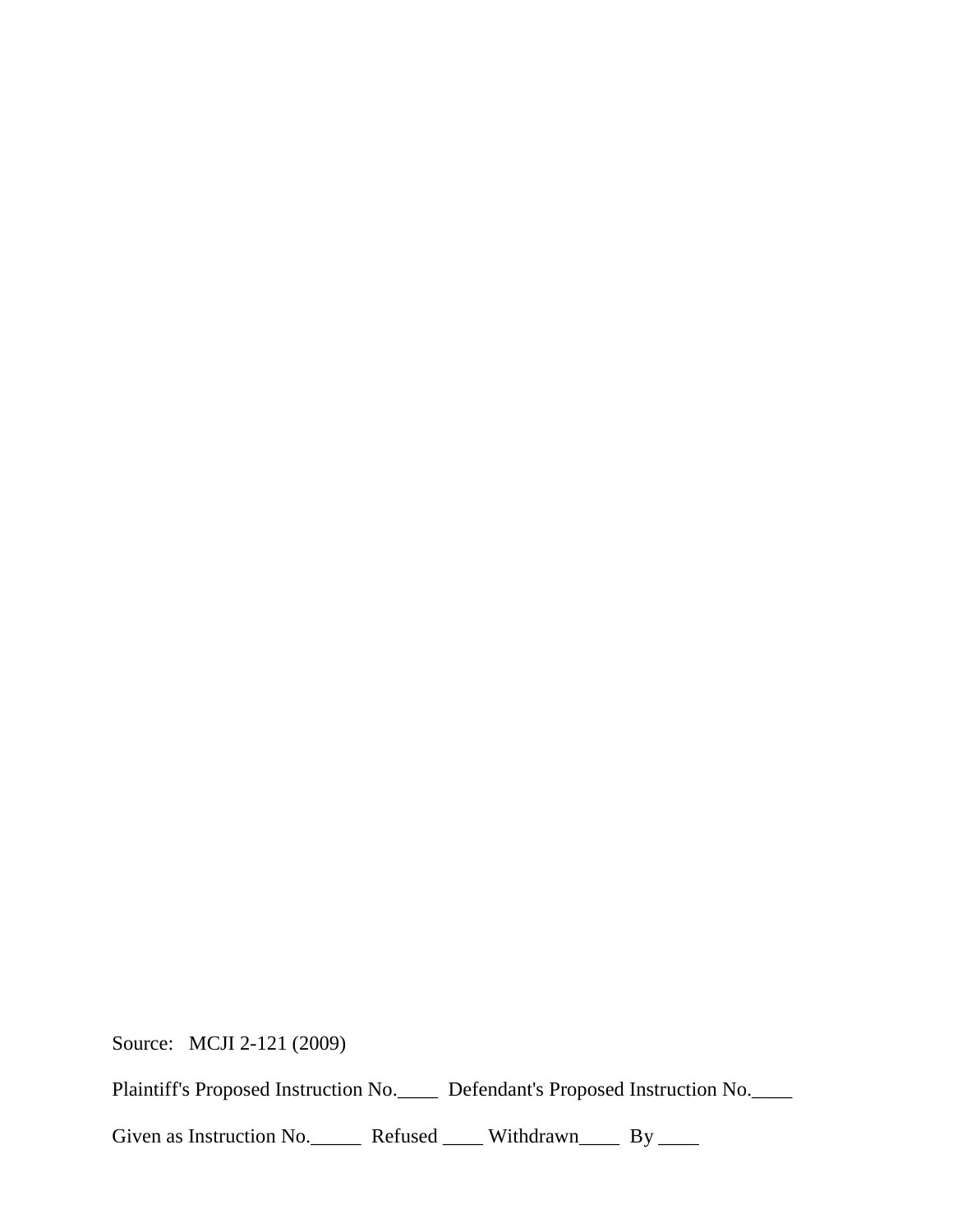Source: MCJI 2-121 (2009)

Plaintiff's Proposed Instruction No.____ Defendant's Proposed Instruction No.____

Given as Instruction No._____ Refused ____ Withdrawn____ By ____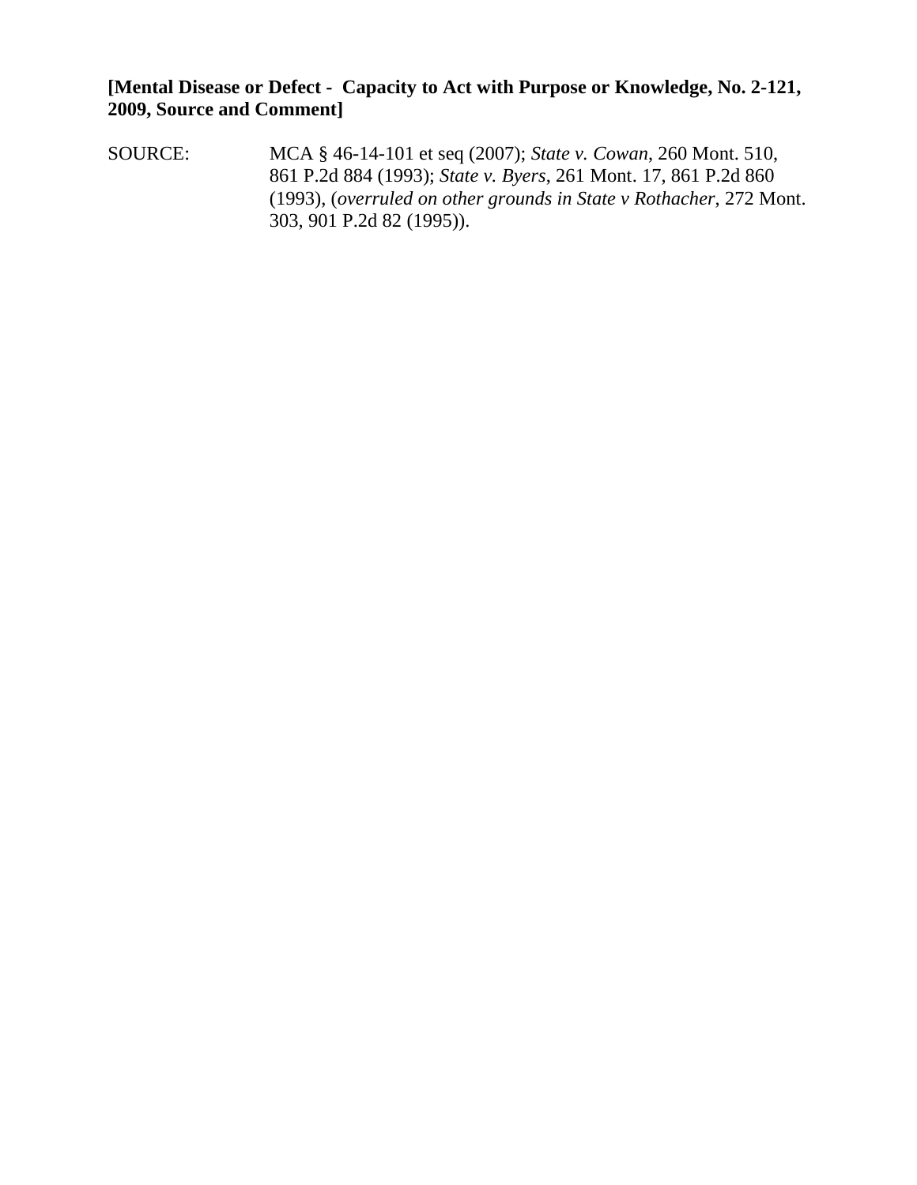**[Mental Disease or Defect - Capacity to Act with Purpose or Knowledge, No. 2-121, 2009, Source and Comment]**

SOURCE: MCA § 46-14-101 et seq (2007); *State v. Cowan*, 260 Mont. 510, 861 P.2d 884 (1993); *State v. Byers*, 261 Mont. 17, 861 P.2d 860 (1993), (*overruled on other grounds in State v Rothacher*, 272 Mont. 303, 901 P.2d 82 (1995)).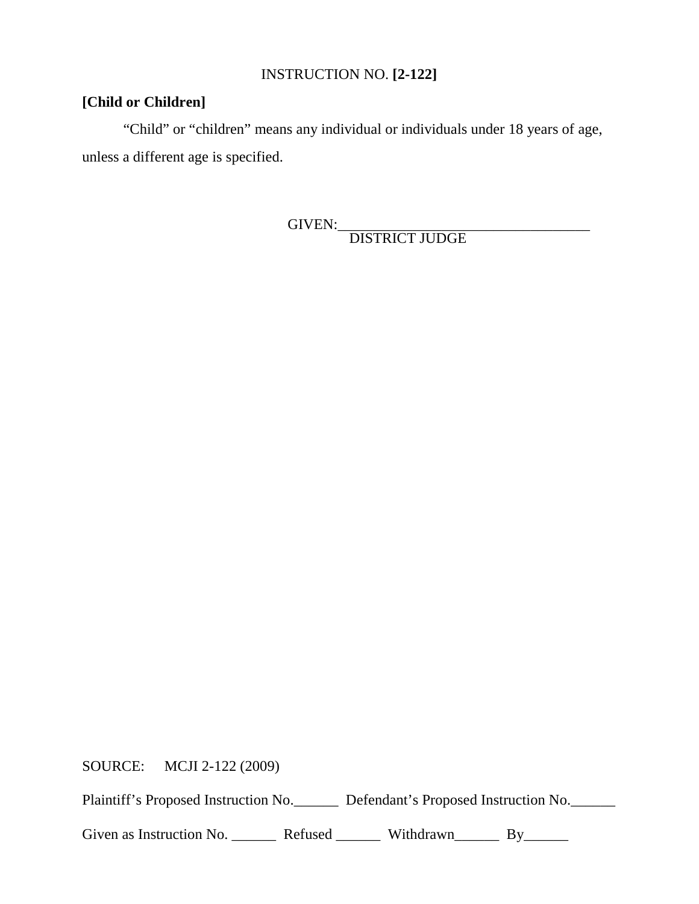INSTRUCTION NO. **[2-122]**

**[Child or Children]**

"Child" or "children" means any individual or individuals under 18 years of age, unless a different age is specified.

GIVEN:___________________________________
DISTRICT JUDGE

SOURCE: MCJI 2-122 (2009)

Plaintiff's Proposed Instruction No.______ Defendant's Proposed Instruction No.______

Given as Instruction No. ______ Refused ______ Withdrawn______ By______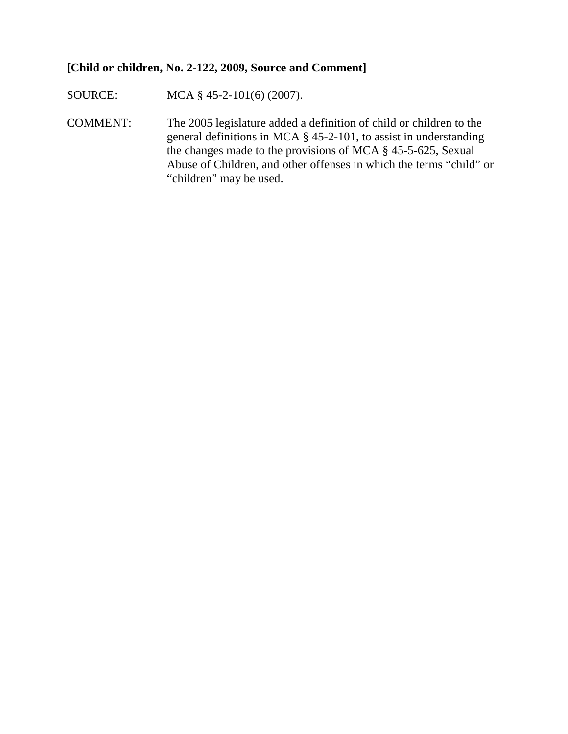**[Child or children, No. 2-122, 2009, Source and Comment]**

SOURCE: MCA § 45-2-101(6) (2007).

COMMENT: The 2005 legislature added a definition of child or children to the general definitions in MCA § 45-2-101, to assist in understanding the changes made to the provisions of MCA § 45-5-625, Sexual Abuse of Children, and other offenses in which the terms "child" or "children" may be used.